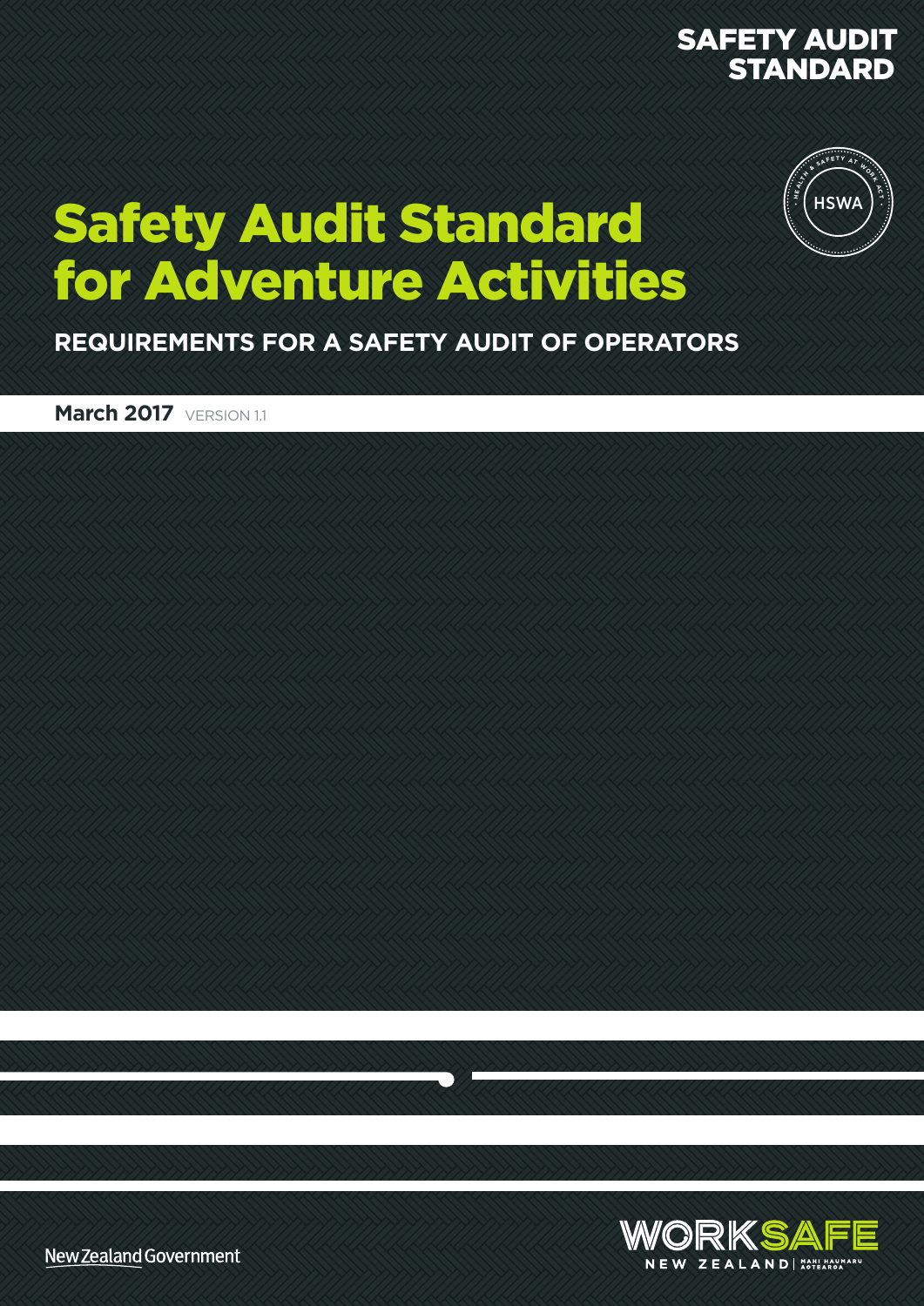SAFETY AUDIT STANDARD

HSWA

# Safety Audit Standard for Adventure Activities

## REQUIREMENTS FOR A SAFETY AUDIT OF OPERATORS

**March 2017** VERSION 1.1

New Zealand Government

WORKSAFE NEW ZEALAND | MAHI HAUMARU AOTEAROA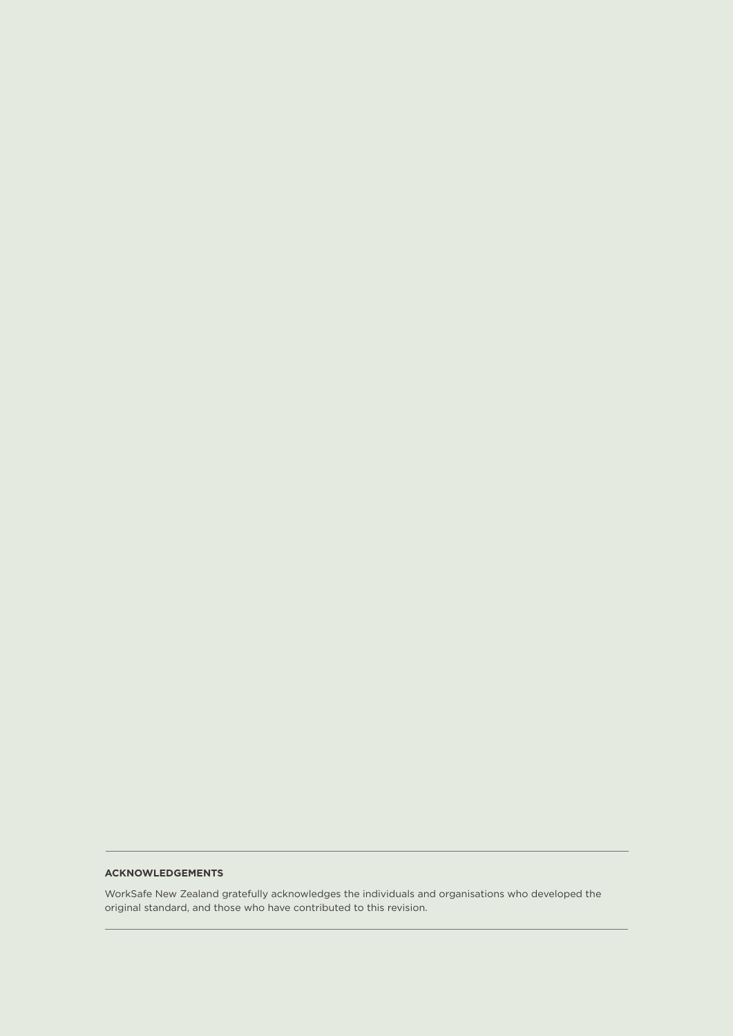**ACKNOWLEDGEMENTS**

WorkSafe New Zealand gratefully acknowledges the individuals and organisations who developed the original standard, and those who have contributed to this revision.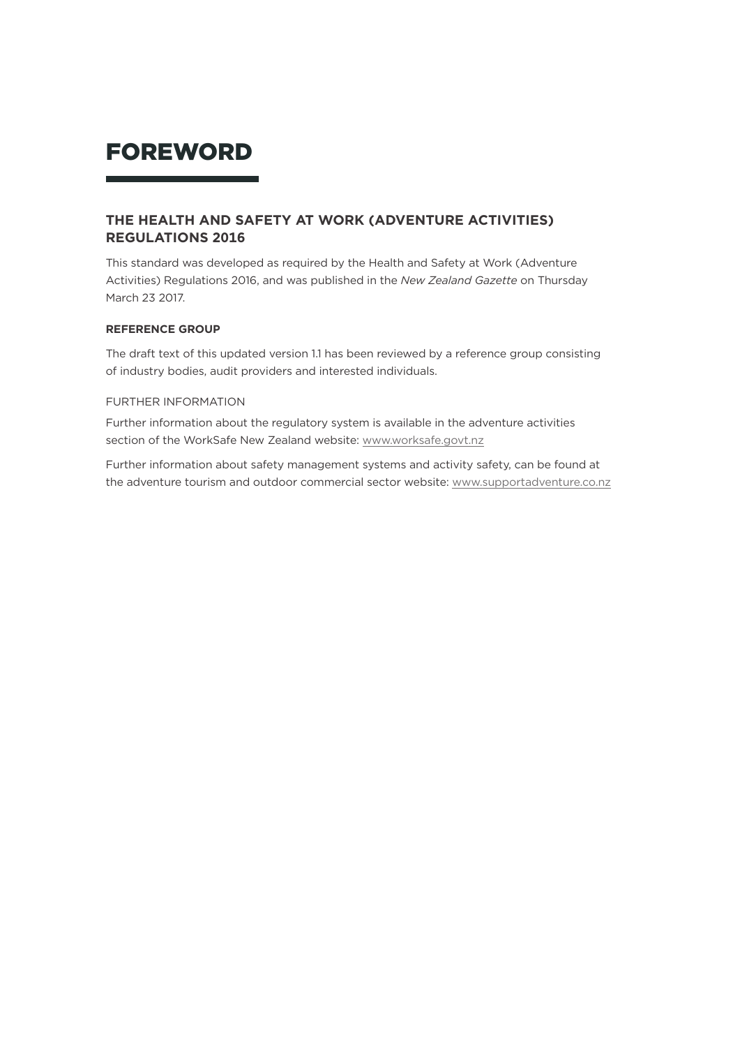# FOREWORD

## THE HEALTH AND SAFETY AT WORK (ADVENTURE ACTIVITIES) REGULATIONS 2016

This standard was developed as required by the Health and Safety at Work (Adventure Activities) Regulations 2016, and was published in the *New Zealand Gazette* on Thursday March 23 2017.

#### REFERENCE GROUP

The draft text of this updated version 1.1 has been reviewed by a reference group consisting of industry bodies, audit providers and interested individuals.

FURTHER INFORMATION

Further information about the regulatory system is available in the adventure activities section of the WorkSafe New Zealand website: www.worksafe.govt.nz

Further information about safety management systems and activity safety, can be found at the adventure tourism and outdoor commercial sector website: www.supportadventure.co.nz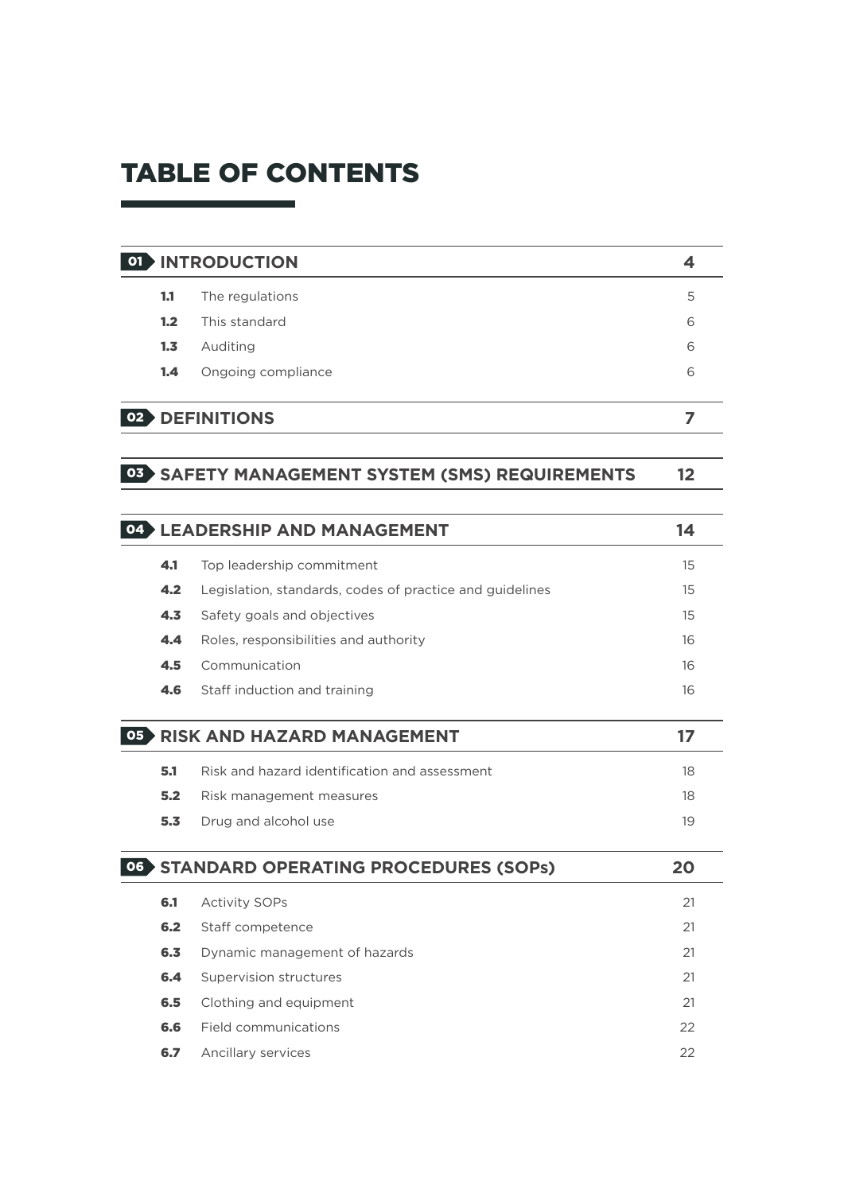# TABLE OF CONTENTS

| | | |
|---|---|---|
| **01** | **INTRODUCTION** | **4** |
| 1.1 | The regulations | 5 |
| 1.2 | This standard | 6 |
| 1.3 | Auditing | 6 |
| 1.4 | Ongoing compliance | 6 |
| **02** | **DEFINITIONS** | **7** |
| **03** | **SAFETY MANAGEMENT SYSTEM (SMS) REQUIREMENTS** | **12** |
| **04** | **LEADERSHIP AND MANAGEMENT** | **14** |
| 4.1 | Top leadership commitment | 15 |
| 4.2 | Legislation, standards, codes of practice and guidelines | 15 |
| 4.3 | Safety goals and objectives | 15 |
| 4.4 | Roles, responsibilities and authority | 16 |
| 4.5 | Communication | 16 |
| 4.6 | Staff induction and training | 16 |
| **05** | **RISK AND HAZARD MANAGEMENT** | **17** |
| 5.1 | Risk and hazard identification and assessment | 18 |
| 5.2 | Risk management measures | 18 |
| 5.3 | Drug and alcohol use | 19 |
| **06** | **STANDARD OPERATING PROCEDURES (SOPs)** | **20** |
| 6.1 | Activity SOPs | 21 |
| 6.2 | Staff competence | 21 |
| 6.3 | Dynamic management of hazards | 21 |
| 6.4 | Supervision structures | 21 |
| 6.5 | Clothing and equipment | 21 |
| 6.6 | Field communications | 22 |
| 6.7 | Ancillary services | 22 |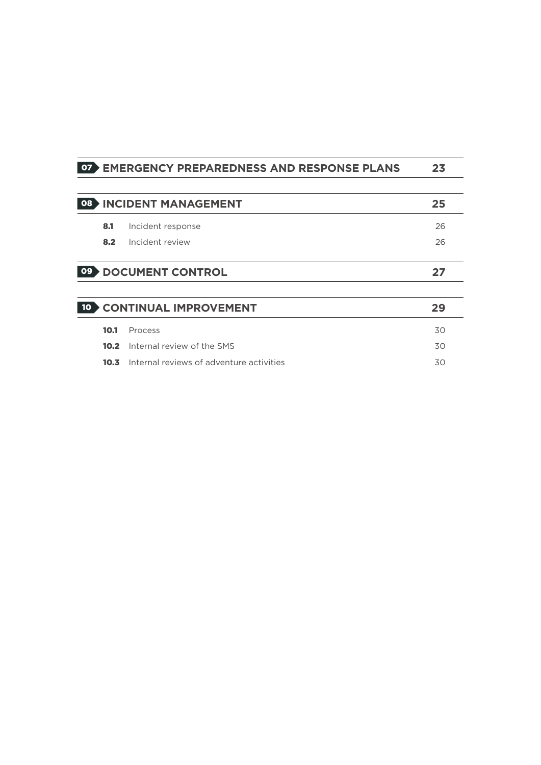| | | |
|---|---|---|
| **07** | **EMERGENCY PREPAREDNESS AND RESPONSE PLANS** | **23** |
| **08** | **INCIDENT MANAGEMENT** | **25** |
| **8.1** | Incident response | 26 |
| **8.2** | Incident review | 26 |
| **09** | **DOCUMENT CONTROL** | **27** |
| **10** | **CONTINUAL IMPROVEMENT** | **29** |
| **10.1** | Process | 30 |
| **10.2** | Internal review of the SMS | 30 |
| **10.3** | Internal reviews of adventure activities | 30 |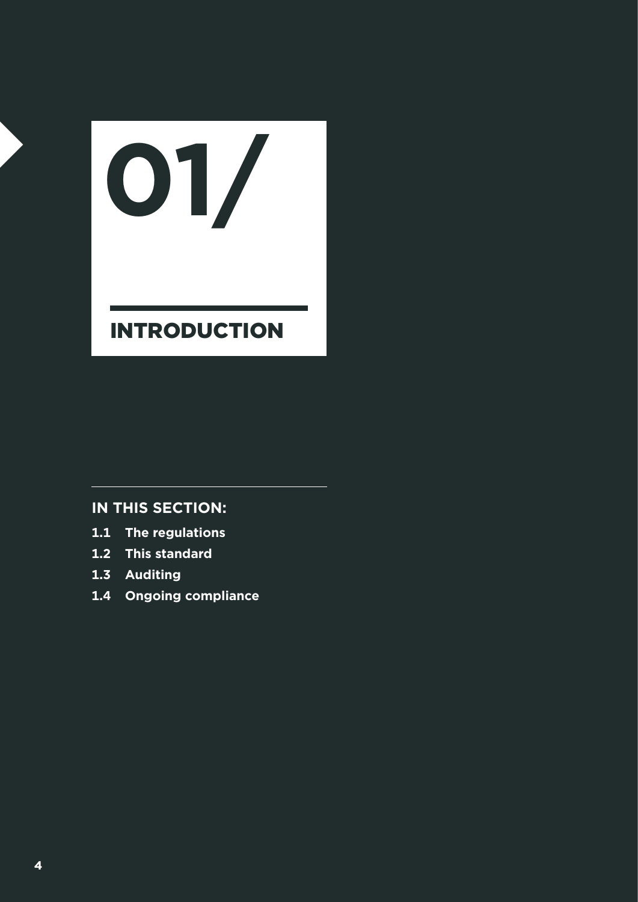# 01/ INTRODUCTION

**IN THIS SECTION:**

- **1.1 The regulations**
- **1.2 This standard**
- **1.3 Auditing**
- **1.4 Ongoing compliance**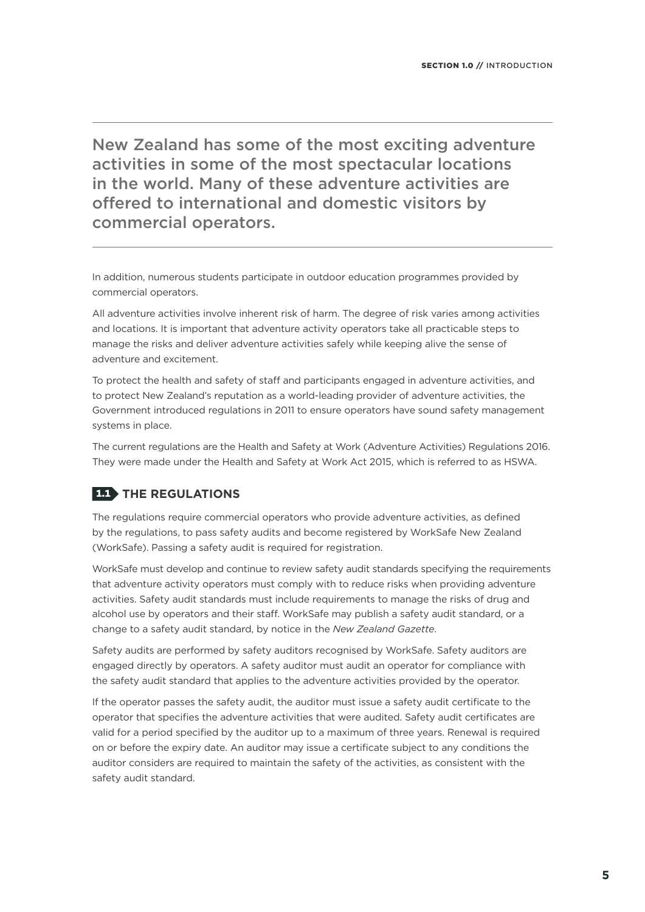New Zealand has some of the most exciting adventure activities in some of the most spectacular locations in the world. Many of these adventure activities are offered to international and domestic visitors by commercial operators.

In addition, numerous students participate in outdoor education programmes provided by commercial operators.

All adventure activities involve inherent risk of harm. The degree of risk varies among activities and locations. It is important that adventure activity operators take all practicable steps to manage the risks and deliver adventure activities safely while keeping alive the sense of adventure and excitement.

To protect the health and safety of staff and participants engaged in adventure activities, and to protect New Zealand's reputation as a world-leading provider of adventure activities, the Government introduced regulations in 2011 to ensure operators have sound safety management systems in place.

The current regulations are the Health and Safety at Work (Adventure Activities) Regulations 2016. They were made under the Health and Safety at Work Act 2015, which is referred to as HSWA.

## 1.1 THE REGULATIONS

The regulations require commercial operators who provide adventure activities, as defined by the regulations, to pass safety audits and become registered by WorkSafe New Zealand (WorkSafe). Passing a safety audit is required for registration.

WorkSafe must develop and continue to review safety audit standards specifying the requirements that adventure activity operators must comply with to reduce risks when providing adventure activities. Safety audit standards must include requirements to manage the risks of drug and alcohol use by operators and their staff. WorkSafe may publish a safety audit standard, or a change to a safety audit standard, by notice in the *New Zealand Gazette*.

Safety audits are performed by safety auditors recognised by WorkSafe. Safety auditors are engaged directly by operators. A safety auditor must audit an operator for compliance with the safety audit standard that applies to the adventure activities provided by the operator.

If the operator passes the safety audit, the auditor must issue a safety audit certificate to the operator that specifies the adventure activities that were audited. Safety audit certificates are valid for a period specified by the auditor up to a maximum of three years. Renewal is required on or before the expiry date. An auditor may issue a certificate subject to any conditions the auditor considers are required to maintain the safety of the activities, as consistent with the safety audit standard.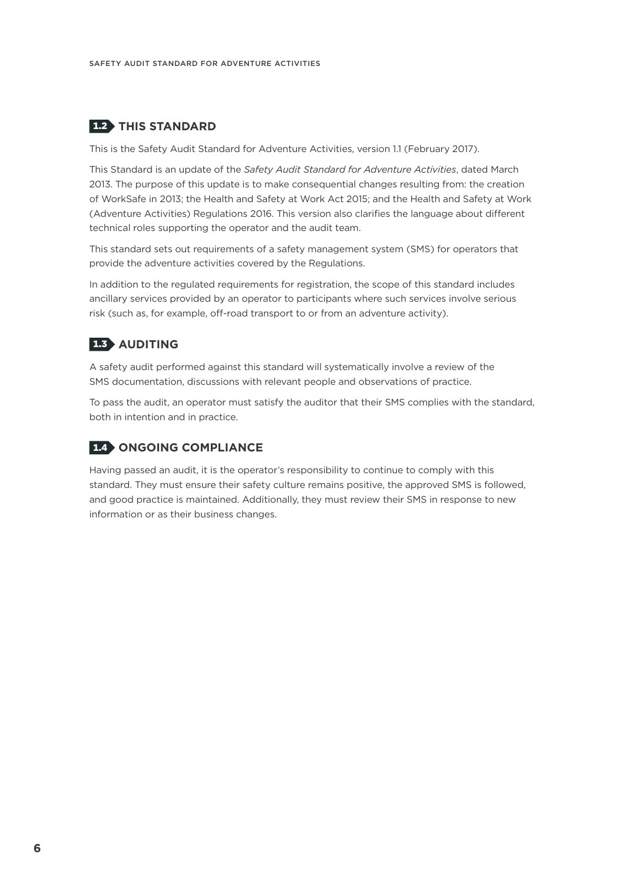## 1.2 THIS STANDARD

This is the Safety Audit Standard for Adventure Activities, version 1.1 (February 2017).

This Standard is an update of the *Safety Audit Standard for Adventure Activities*, dated March 2013. The purpose of this update is to make consequential changes resulting from: the creation of WorkSafe in 2013; the Health and Safety at Work Act 2015; and the Health and Safety at Work (Adventure Activities) Regulations 2016. This version also clarifies the language about different technical roles supporting the operator and the audit team.

This standard sets out requirements of a safety management system (SMS) for operators that provide the adventure activities covered by the Regulations.

In addition to the regulated requirements for registration, the scope of this standard includes ancillary services provided by an operator to participants where such services involve serious risk (such as, for example, off-road transport to or from an adventure activity).

## 1.3 AUDITING

A safety audit performed against this standard will systematically involve a review of the SMS documentation, discussions with relevant people and observations of practice.

To pass the audit, an operator must satisfy the auditor that their SMS complies with the standard, both in intention and in practice.

## 1.4 ONGOING COMPLIANCE

Having passed an audit, it is the operator's responsibility to continue to comply with this standard. They must ensure their safety culture remains positive, the approved SMS is followed, and good practice is maintained. Additionally, they must review their SMS in response to new information or as their business changes.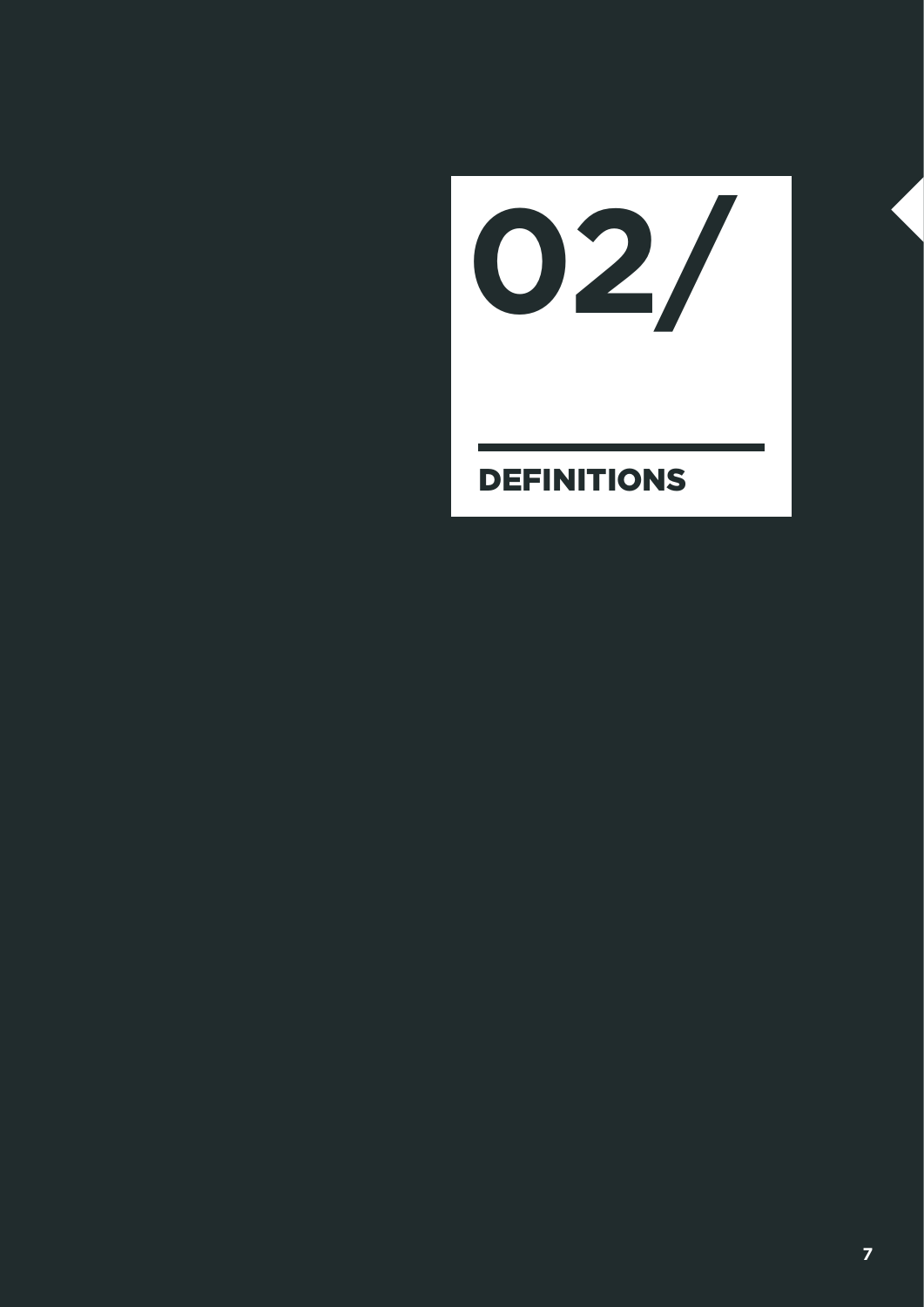# 02/

## DEFINITIONS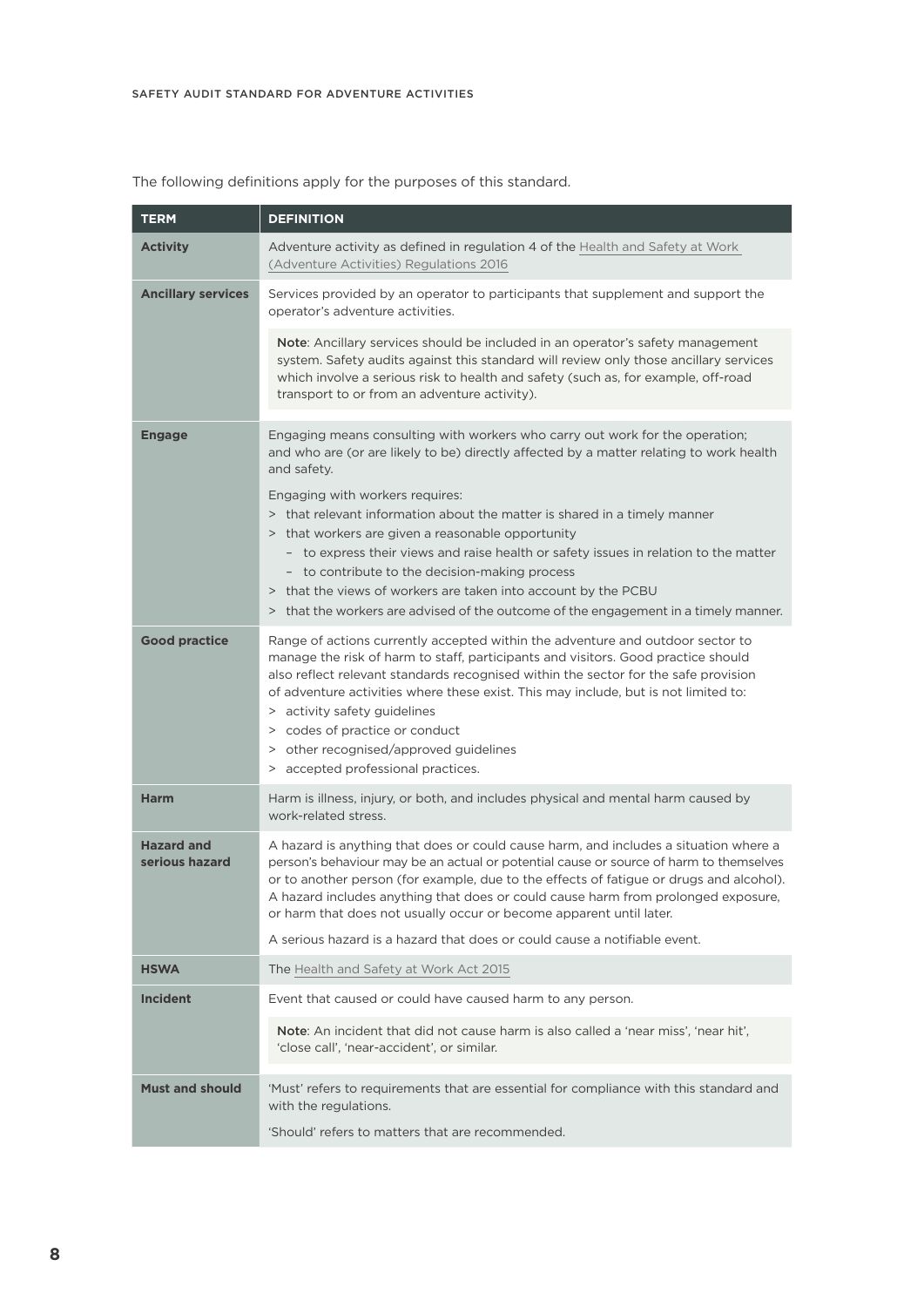The following definitions apply for the purposes of this standard.

| TERM | DEFINITION |
| --- | --- |
| **Activity** | Adventure activity as defined in regulation 4 of the Health and Safety at Work (Adventure Activities) Regulations 2016 |
| **Ancillary services** | Services provided by an operator to participants that supplement and support the operator's adventure activities.<br><br>**Note**: Ancillary services should be included in an operator's safety management system. Safety audits against this standard will review only those ancillary services which involve a serious risk to health and safety (such as, for example, off-road transport to or from an adventure activity). |
| **Engage** | Engaging means consulting with workers who carry out work for the operation; and who are (or are likely to be) directly affected by a matter relating to work health and safety.<br><br>Engaging with workers requires:<br>> that relevant information about the matter is shared in a timely manner<br>> that workers are given a reasonable opportunity<br>– to express their views and raise health or safety issues in relation to the matter<br>– to contribute to the decision-making process<br>> that the views of workers are taken into account by the PCBU<br>> that the workers are advised of the outcome of the engagement in a timely manner. |
| **Good practice** | Range of actions currently accepted within the adventure and outdoor sector to manage the risk of harm to staff, participants and visitors. Good practice should also reflect relevant standards recognised within the sector for the safe provision of adventure activities where these exist. This may include, but is not limited to:<br>> activity safety guidelines<br>> codes of practice or conduct<br>> other recognised/approved guidelines<br>> accepted professional practices. |
| **Harm** | Harm is illness, injury, or both, and includes physical and mental harm caused by work-related stress. |
| **Hazard and serious hazard** | A hazard is anything that does or could cause harm, and includes a situation where a person's behaviour may be an actual or potential cause or source of harm to themselves or to another person (for example, due to the effects of fatigue or drugs and alcohol). A hazard includes anything that does or could cause harm from prolonged exposure, or harm that does not usually occur or become apparent until later.<br><br>A serious hazard is a hazard that does or could cause a notifiable event. |
| **HSWA** | The Health and Safety at Work Act 2015 |
| **Incident** | Event that caused or could have caused harm to any person.<br><br>**Note**: An incident that did not cause harm is also called a 'near miss', 'near hit', 'close call', 'near-accident', or similar. |
| **Must and should** | 'Must' refers to requirements that are essential for compliance with this standard and with the regulations.<br><br>'Should' refers to matters that are recommended. |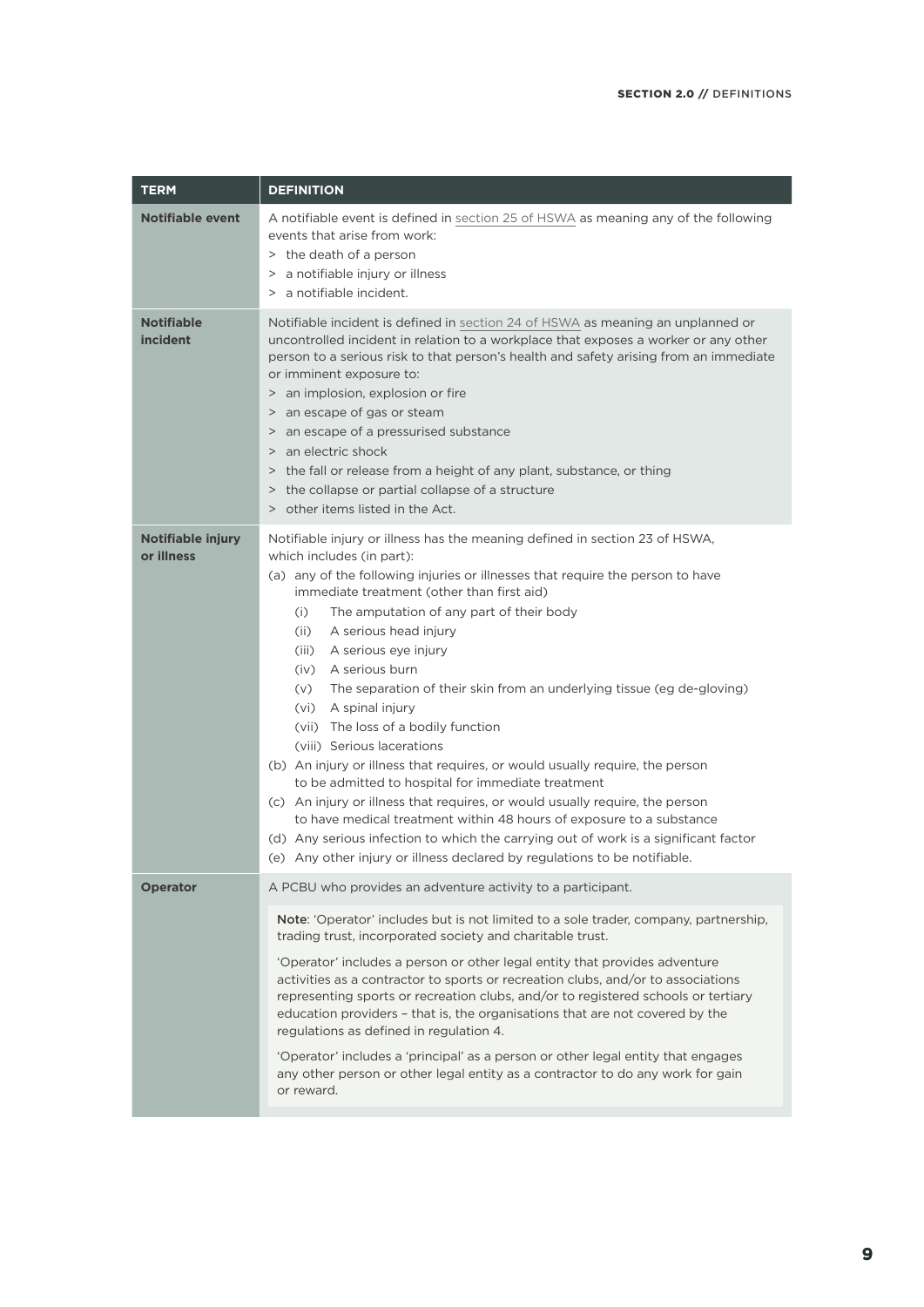| TERM | DEFINITION |
|---|---|
| **Notifiable event** | A notifiable event is defined in section 25 of HSWA as meaning any of the following events that arise from work:<br>> the death of a person<br>> a notifiable injury or illness<br>> a notifiable incident. |
| **Notifiable incident** | Notifiable incident is defined in section 24 of HSWA as meaning an unplanned or uncontrolled incident in relation to a workplace that exposes a worker or any other person to a serious risk to that person's health and safety arising from an immediate or imminent exposure to:<br>> an implosion, explosion or fire<br>> an escape of gas or steam<br>> an escape of a pressurised substance<br>> an electric shock<br>> the fall or release from a height of any plant, substance, or thing<br>> the collapse or partial collapse of a structure<br>> other items listed in the Act. |
| **Notifiable injury or illness** | Notifiable injury or illness has the meaning defined in section 23 of HSWA, which includes (in part):<br>(a) any of the following injuries or illnesses that require the person to have immediate treatment (other than first aid)<br>(i) The amputation of any part of their body<br>(ii) A serious head injury<br>(iii) A serious eye injury<br>(iv) A serious burn<br>(v) The separation of their skin from an underlying tissue (eg de-gloving)<br>(vi) A spinal injury<br>(vii) The loss of a bodily function<br>(viii) Serious lacerations<br>(b) An injury or illness that requires, or would usually require, the person to be admitted to hospital for immediate treatment<br>(c) An injury or illness that requires, or would usually require, the person to have medical treatment within 48 hours of exposure to a substance<br>(d) Any serious infection to which the carrying out of work is a significant factor<br>(e) Any other injury or illness declared by regulations to be notifiable. |
| **Operator** | A PCBU who provides an adventure activity to a participant.<br><br>**Note**: 'Operator' includes but is not limited to a sole trader, company, partnership, trading trust, incorporated society and charitable trust.<br><br>'Operator' includes a person or other legal entity that provides adventure activities as a contractor to sports or recreation clubs, and/or to associations representing sports or recreation clubs, and/or to registered schools or tertiary education providers – that is, the organisations that are not covered by the regulations as defined in regulation 4.<br><br>'Operator' includes a 'principal' as a person or other legal entity that engages any other person or other legal entity as a contractor to do any work for gain or reward. |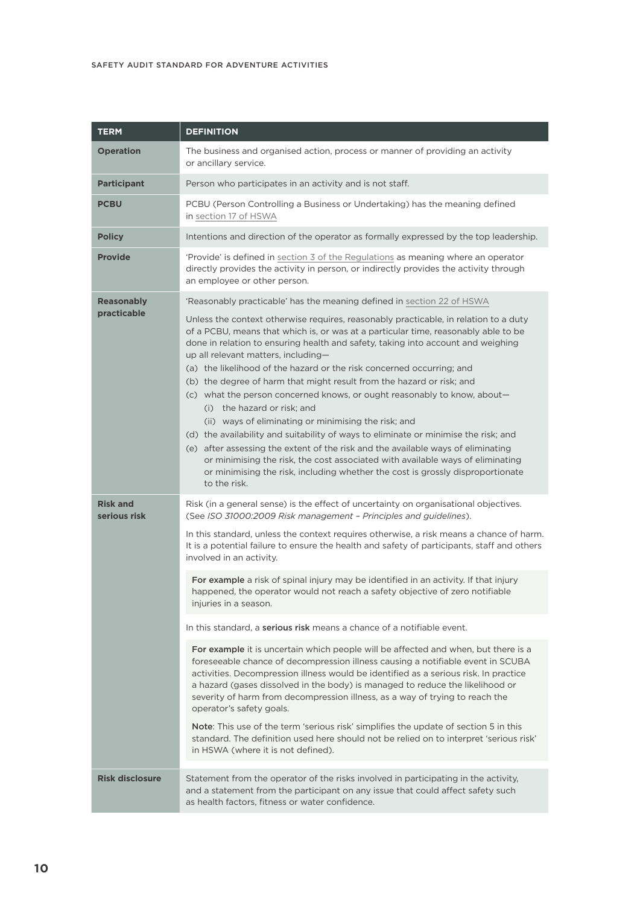| TERM | DEFINITION |
|---|---|
| **Operation** | The business and organised action, process or manner of providing an activity or ancillary service. |
| **Participant** | Person who participates in an activity and is not staff. |
| **PCBU** | PCBU (Person Controlling a Business or Undertaking) has the meaning defined in section 17 of HSWA |
| **Policy** | Intentions and direction of the operator as formally expressed by the top leadership. |
| **Provide** | 'Provide' is defined in section 3 of the Regulations as meaning where an operator directly provides the activity in person, or indirectly provides the activity through an employee or other person. |
| **Reasonably practicable** | 'Reasonably practicable' has the meaning defined in section 22 of HSWA<br><br>Unless the context otherwise requires, reasonably practicable, in relation to a duty of a PCBU, means that which is, or was at a particular time, reasonably able to be done in relation to ensuring health and safety, taking into account and weighing up all relevant matters, including—<br>(a) the likelihood of the hazard or the risk concerned occurring; and<br>(b) the degree of harm that might result from the hazard or risk; and<br>(c) what the person concerned knows, or ought reasonably to know, about—<br>(i) the hazard or risk; and<br>(ii) ways of eliminating or minimising the risk; and<br>(d) the availability and suitability of ways to eliminate or minimise the risk; and<br>(e) after assessing the extent of the risk and the available ways of eliminating or minimising the risk, the cost associated with available ways of eliminating or minimising the risk, including whether the cost is grossly disproportionate to the risk. |
| **Risk and serious risk** | Risk (in a general sense) is the effect of uncertainty on organisational objectives. (See *ISO 31000:2009 Risk management – Principles and guidelines*).<br><br>In this standard, unless the context requires otherwise, a risk means a chance of harm. It is a potential failure to ensure the health and safety of participants, staff and others involved in an activity.<br><br>**For example** a risk of spinal injury may be identified in an activity. If that injury happened, the operator would not reach a safety objective of zero notifiable injuries in a season.<br><br>In this standard, a **serious risk** means a chance of a notifiable event.<br><br>**For example** it is uncertain which people will be affected and when, but there is a foreseeable chance of decompression illness causing a notifiable event in SCUBA activities. Decompression illness would be identified as a serious risk. In practice a hazard (gases dissolved in the body) is managed to reduce the likelihood or severity of harm from decompression illness, as a way of trying to reach the operator's safety goals.<br><br>**Note**: This use of the term 'serious risk' simplifies the update of section 5 in this standard. The definition used here should not be relied on to interpret 'serious risk' in HSWA (where it is not defined). |
| **Risk disclosure** | Statement from the operator of the risks involved in participating in the activity, and a statement from the participant on any issue that could affect safety such as health factors, fitness or water confidence. |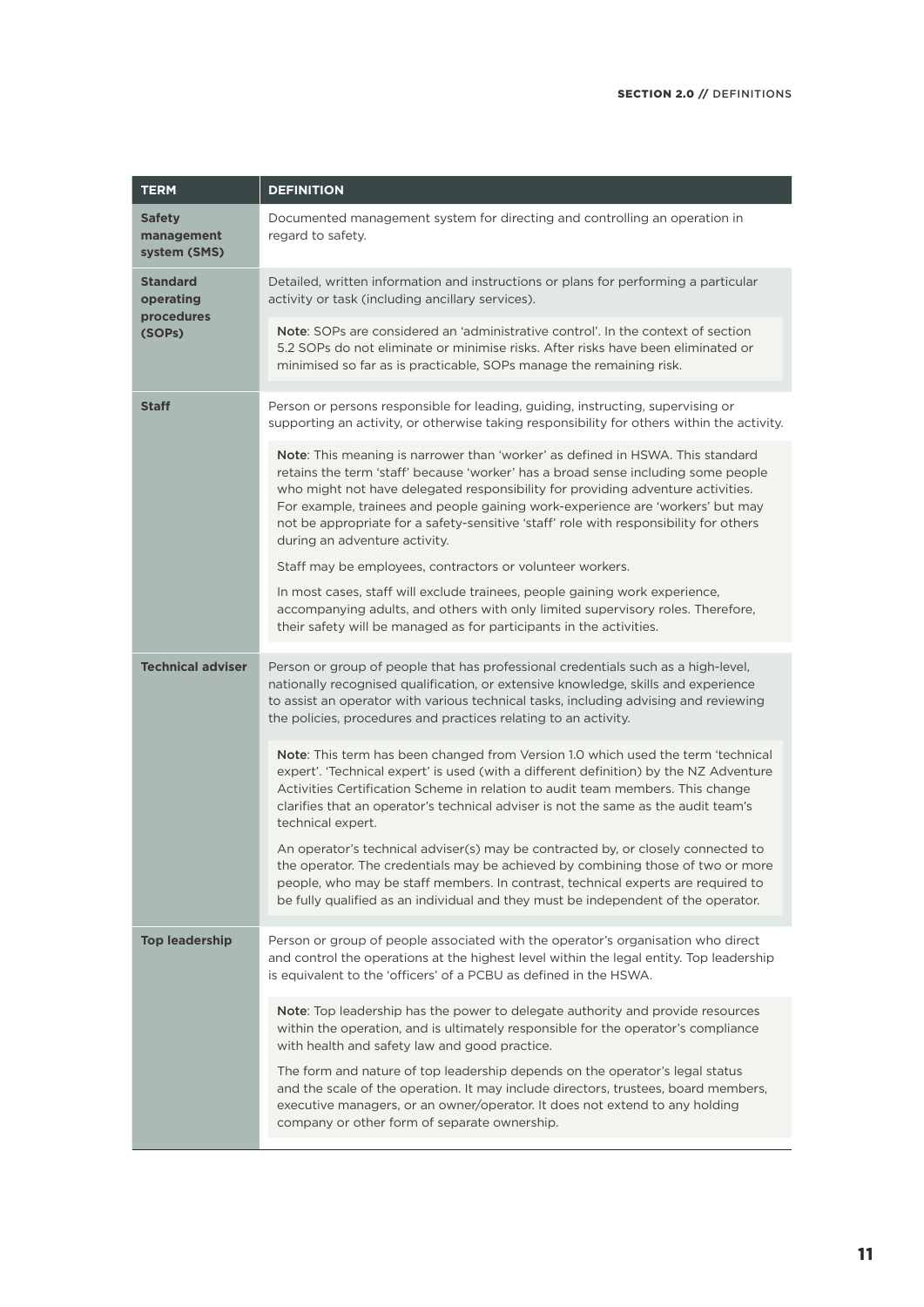| TERM | DEFINITION |
|---|---|
| **Safety management system (SMS)** | Documented management system for directing and controlling an operation in regard to safety. |
| **Standard operating procedures (SOPs)** | Detailed, written information and instructions or plans for performing a particular activity or task (including ancillary services).<br><br>**Note**: SOPs are considered an 'administrative control'. In the context of section 5.2 SOPs do not eliminate or minimise risks. After risks have been eliminated or minimised so far as is practicable, SOPs manage the remaining risk. |
| **Staff** | Person or persons responsible for leading, guiding, instructing, supervising or supporting an activity, or otherwise taking responsibility for others within the activity.<br><br>**Note**: This meaning is narrower than 'worker' as defined in HSWA. This standard retains the term 'staff' because 'worker' has a broad sense including some people who might not have delegated responsibility for providing adventure activities. For example, trainees and people gaining work-experience are 'workers' but may not be appropriate for a safety-sensitive 'staff' role with responsibility for others during an adventure activity.<br><br>Staff may be employees, contractors or volunteer workers.<br><br>In most cases, staff will exclude trainees, people gaining work experience, accompanying adults, and others with only limited supervisory roles. Therefore, their safety will be managed as for participants in the activities. |
| **Technical adviser** | Person or group of people that has professional credentials such as a high-level, nationally recognised qualification, or extensive knowledge, skills and experience to assist an operator with various technical tasks, including advising and reviewing the policies, procedures and practices relating to an activity.<br><br>**Note**: This term has been changed from Version 1.0 which used the term 'technical expert'. 'Technical expert' is used (with a different definition) by the NZ Adventure Activities Certification Scheme in relation to audit team members. This change clarifies that an operator's technical adviser is not the same as the audit team's technical expert.<br><br>An operator's technical adviser(s) may be contracted by, or closely connected to the operator. The credentials may be achieved by combining those of two or more people, who may be staff members. In contrast, technical experts are required to be fully qualified as an individual and they must be independent of the operator. |
| **Top leadership** | Person or group of people associated with the operator's organisation who direct and control the operations at the highest level within the legal entity. Top leadership is equivalent to the 'officers' of a PCBU as defined in the HSWA.<br><br>**Note**: Top leadership has the power to delegate authority and provide resources within the operation, and is ultimately responsible for the operator's compliance with health and safety law and good practice.<br><br>The form and nature of top leadership depends on the operator's legal status and the scale of the operation. It may include directors, trustees, board members, executive managers, or an owner/operator. It does not extend to any holding company or other form of separate ownership. |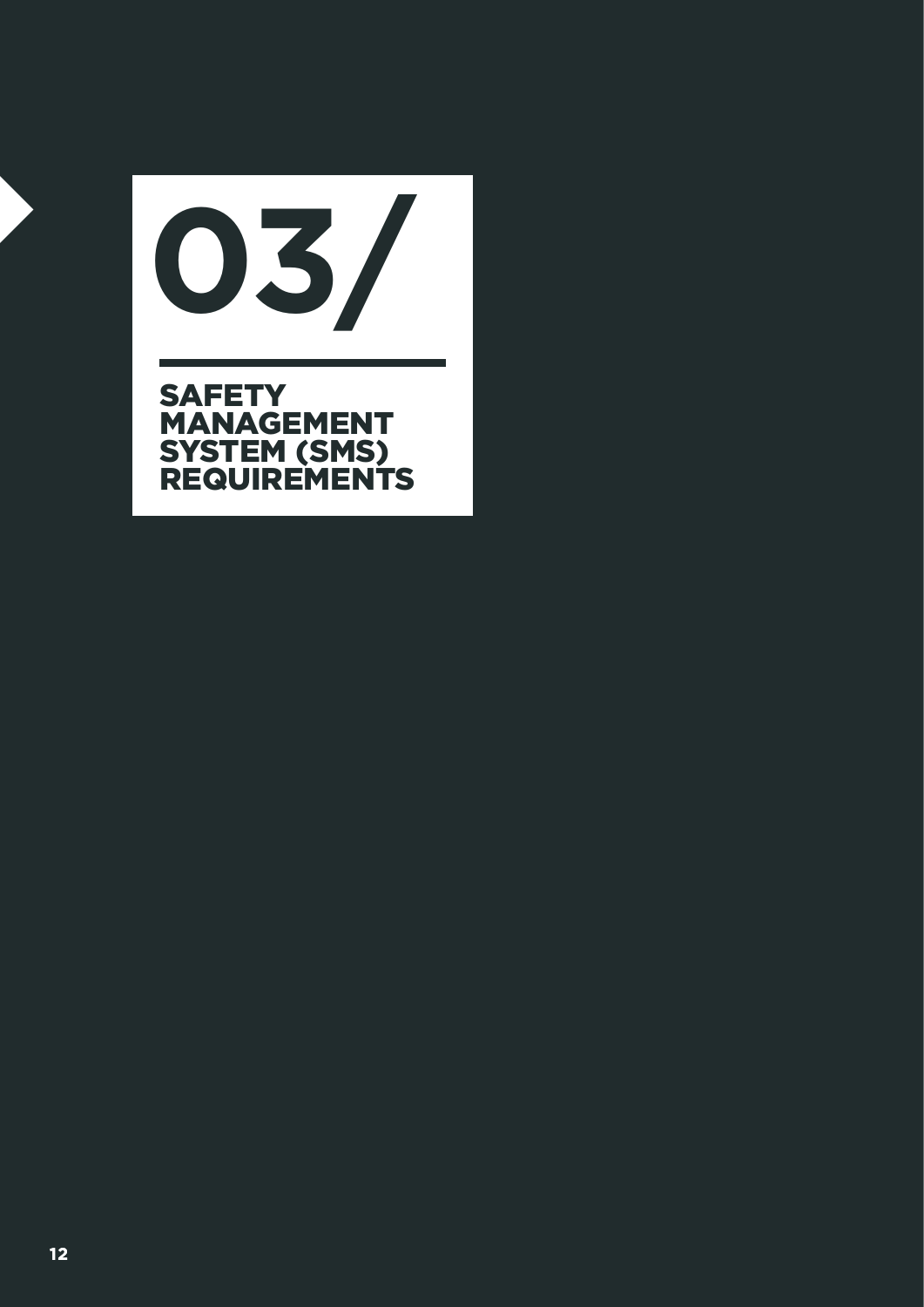# 03/

## SAFETY MANAGEMENT SYSTEM (SMS) REQUIREMENTS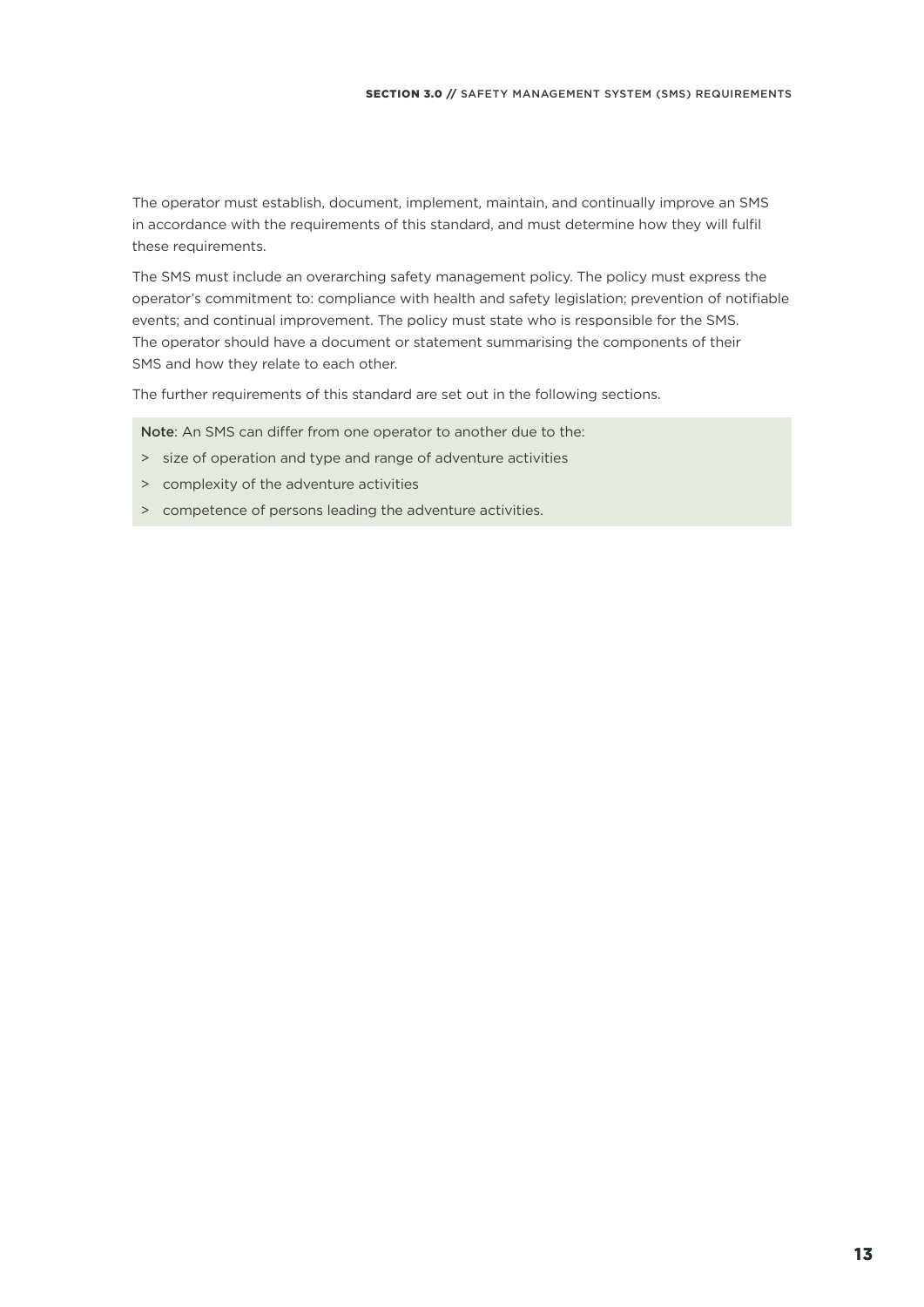The operator must establish, document, implement, maintain, and continually improve an SMS in accordance with the requirements of this standard, and must determine how they will fulfil these requirements.

The SMS must include an overarching safety management policy. The policy must express the operator's commitment to: compliance with health and safety legislation; prevention of notifiable events; and continual improvement. The policy must state who is responsible for the SMS. The operator should have a document or statement summarising the components of their SMS and how they relate to each other.

The further requirements of this standard are set out in the following sections.

**Note**: An SMS can differ from one operator to another due to the:

> size of operation and type and range of adventure activities

> complexity of the adventure activities

> competence of persons leading the adventure activities.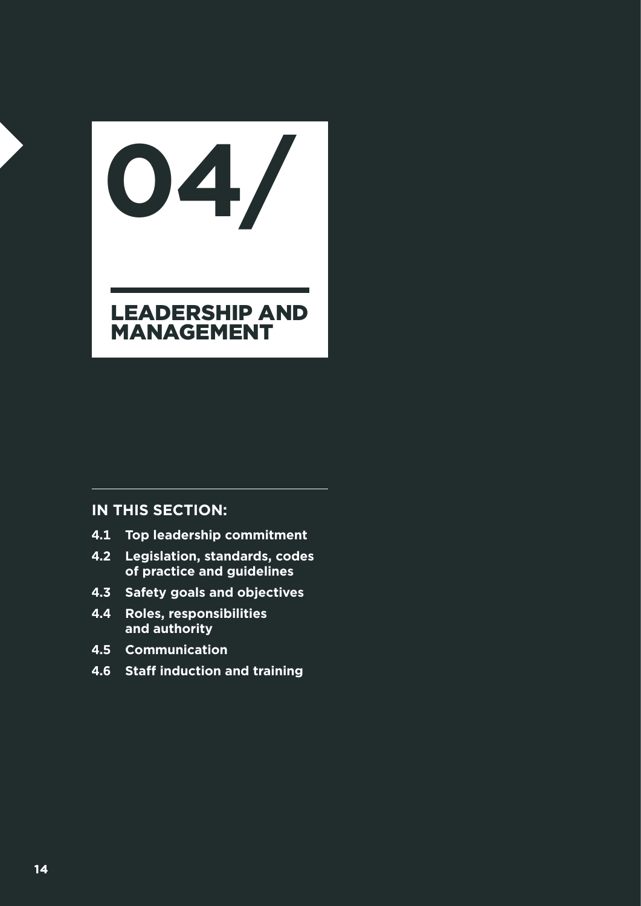# 04/

## LEADERSHIP AND MANAGEMENT

**IN THIS SECTION:**

- **4.1 Top leadership commitment**
- **4.2 Legislation, standards, codes of practice and guidelines**
- **4.3 Safety goals and objectives**
- **4.4 Roles, responsibilities and authority**
- **4.5 Communication**
- **4.6 Staff induction and training**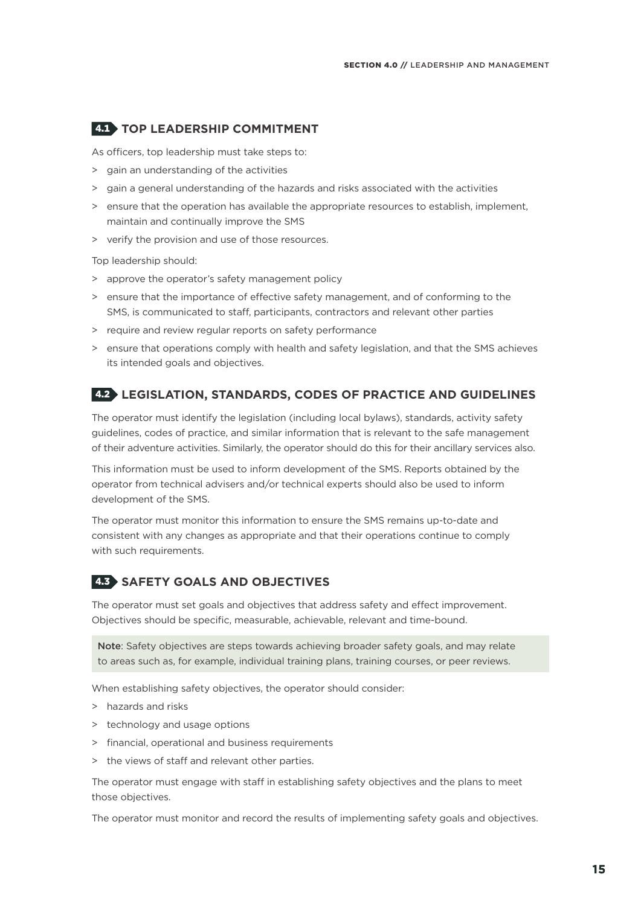## 4.1 TOP LEADERSHIP COMMITMENT

As officers, top leadership must take steps to:

- gain an understanding of the activities
- gain a general understanding of the hazards and risks associated with the activities
- ensure that the operation has available the appropriate resources to establish, implement, maintain and continually improve the SMS
- verify the provision and use of those resources.

Top leadership should:

- approve the operator's safety management policy
- ensure that the importance of effective safety management, and of conforming to the SMS, is communicated to staff, participants, contractors and relevant other parties
- require and review regular reports on safety performance
- ensure that operations comply with health and safety legislation, and that the SMS achieves its intended goals and objectives.

## 4.2 LEGISLATION, STANDARDS, CODES OF PRACTICE AND GUIDELINES

The operator must identify the legislation (including local bylaws), standards, activity safety guidelines, codes of practice, and similar information that is relevant to the safe management of their adventure activities. Similarly, the operator should do this for their ancillary services also.

This information must be used to inform development of the SMS. Reports obtained by the operator from technical advisers and/or technical experts should also be used to inform development of the SMS.

The operator must monitor this information to ensure the SMS remains up-to-date and consistent with any changes as appropriate and that their operations continue to comply with such requirements.

## 4.3 SAFETY GOALS AND OBJECTIVES

The operator must set goals and objectives that address safety and effect improvement. Objectives should be specific, measurable, achievable, relevant and time-bound.

> **Note**: Safety objectives are steps towards achieving broader safety goals, and may relate to areas such as, for example, individual training plans, training courses, or peer reviews.

When establishing safety objectives, the operator should consider:

- hazards and risks
- technology and usage options
- financial, operational and business requirements
- the views of staff and relevant other parties.

The operator must engage with staff in establishing safety objectives and the plans to meet those objectives.

The operator must monitor and record the results of implementing safety goals and objectives.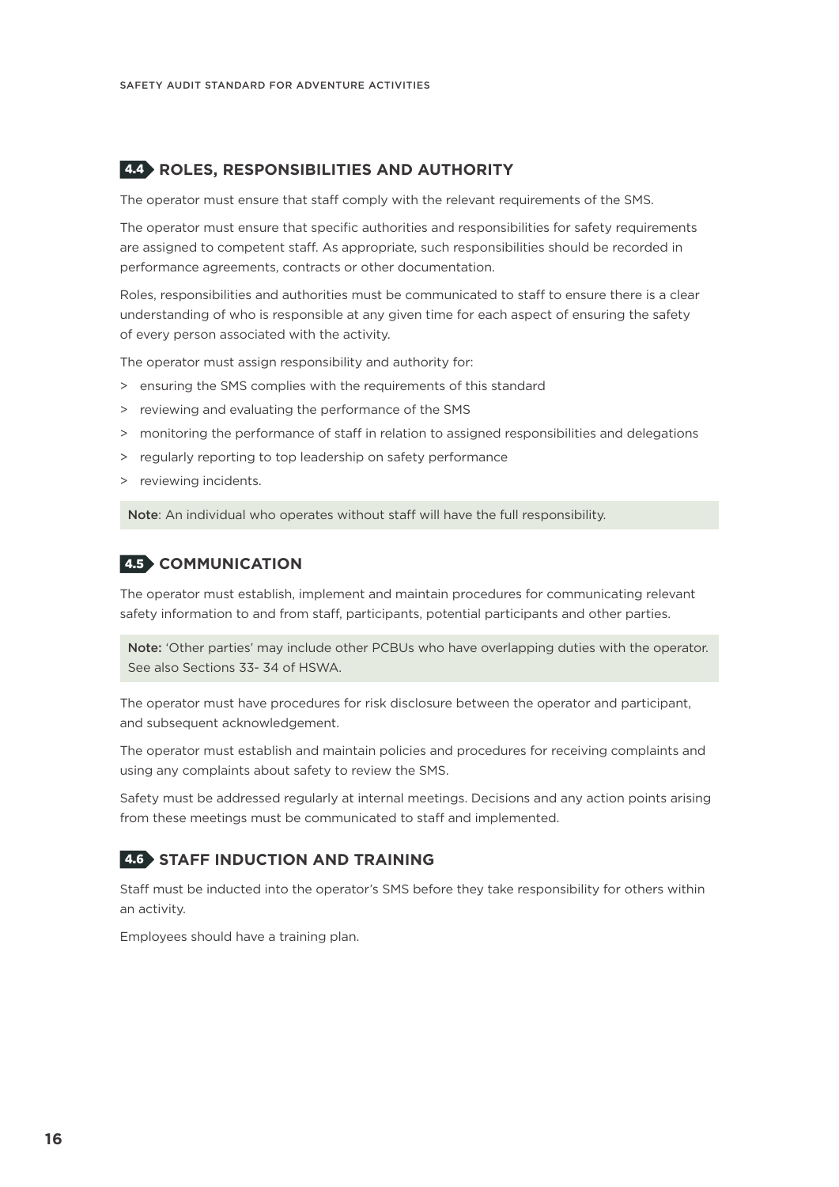## 4.4 ROLES, RESPONSIBILITIES AND AUTHORITY

The operator must ensure that staff comply with the relevant requirements of the SMS.

The operator must ensure that specific authorities and responsibilities for safety requirements are assigned to competent staff. As appropriate, such responsibilities should be recorded in performance agreements, contracts or other documentation.

Roles, responsibilities and authorities must be communicated to staff to ensure there is a clear understanding of who is responsible at any given time for each aspect of ensuring the safety of every person associated with the activity.

The operator must assign responsibility and authority for:

> ensuring the SMS complies with the requirements of this standard
> reviewing and evaluating the performance of the SMS
> monitoring the performance of staff in relation to assigned responsibilities and delegations
> regularly reporting to top leadership on safety performance
> reviewing incidents.

**Note**: An individual who operates without staff will have the full responsibility.

## 4.5 COMMUNICATION

The operator must establish, implement and maintain procedures for communicating relevant safety information to and from staff, participants, potential participants and other parties.

**Note:** 'Other parties' may include other PCBUs who have overlapping duties with the operator. See also Sections 33- 34 of HSWA.

The operator must have procedures for risk disclosure between the operator and participant, and subsequent acknowledgement.

The operator must establish and maintain policies and procedures for receiving complaints and using any complaints about safety to review the SMS.

Safety must be addressed regularly at internal meetings. Decisions and any action points arising from these meetings must be communicated to staff and implemented.

## 4.6 STAFF INDUCTION AND TRAINING

Staff must be inducted into the operator's SMS before they take responsibility for others within an activity.

Employees should have a training plan.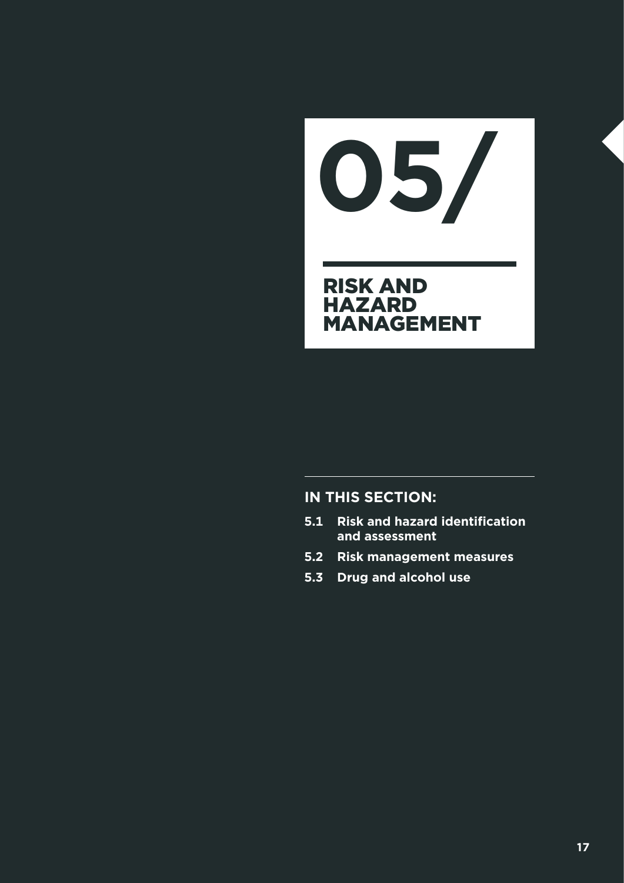# 05/

## RISK AND HAZARD MANAGEMENT

**IN THIS SECTION:**

- **5.1 Risk and hazard identification and assessment**
- **5.2 Risk management measures**
- **5.3 Drug and alcohol use**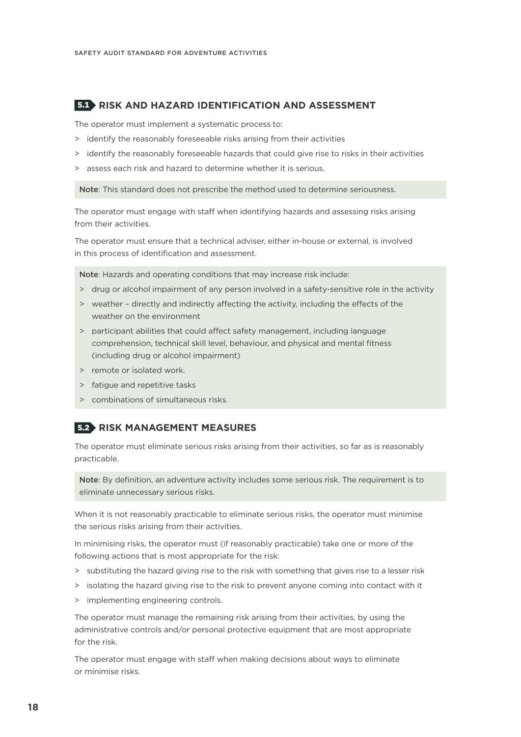## 5.1 RISK AND HAZARD IDENTIFICATION AND ASSESSMENT

The operator must implement a systematic process to:

- identify the reasonably foreseeable risks arising from their activities
- identify the reasonably foreseeable hazards that could give rise to risks in their activities
- assess each risk and hazard to determine whether it is serious.

**Note**: This standard does not prescribe the method used to determine seriousness.

The operator must engage with staff when identifying hazards and assessing risks arising from their activities.

The operator must ensure that a technical adviser, either in-house or external, is involved in this process of identification and assessment.

**Note**: Hazards and operating conditions that may increase risk include:

- drug or alcohol impairment of any person involved in a safety-sensitive role in the activity
- weather – directly and indirectly affecting the activity, including the effects of the weather on the environment
- participant abilities that could affect safety management, including language comprehension, technical skill level, behaviour, and physical and mental fitness (including drug or alcohol impairment)
- remote or isolated work.
- fatigue and repetitive tasks
- combinations of simultaneous risks.

## 5.2 RISK MANAGEMENT MEASURES

The operator must eliminate serious risks arising from their activities, so far as is reasonably practicable.

**Note**: By definition, an adventure activity includes some serious risk. The requirement is to eliminate unnecessary serious risks.

When it is not reasonably practicable to eliminate serious risks, the operator must minimise the serious risks arising from their activities.

In minimising risks, the operator must (if reasonably practicable) take one or more of the following actions that is most appropriate for the risk:

- substituting the hazard giving rise to the risk with something that gives rise to a lesser risk
- isolating the hazard giving rise to the risk to prevent anyone coming into contact with it
- implementing engineering controls.

The operator must manage the remaining risk arising from their activities, by using the administrative controls and/or personal protective equipment that are most appropriate for the risk.

The operator must engage with staff when making decisions about ways to eliminate or minimise risks.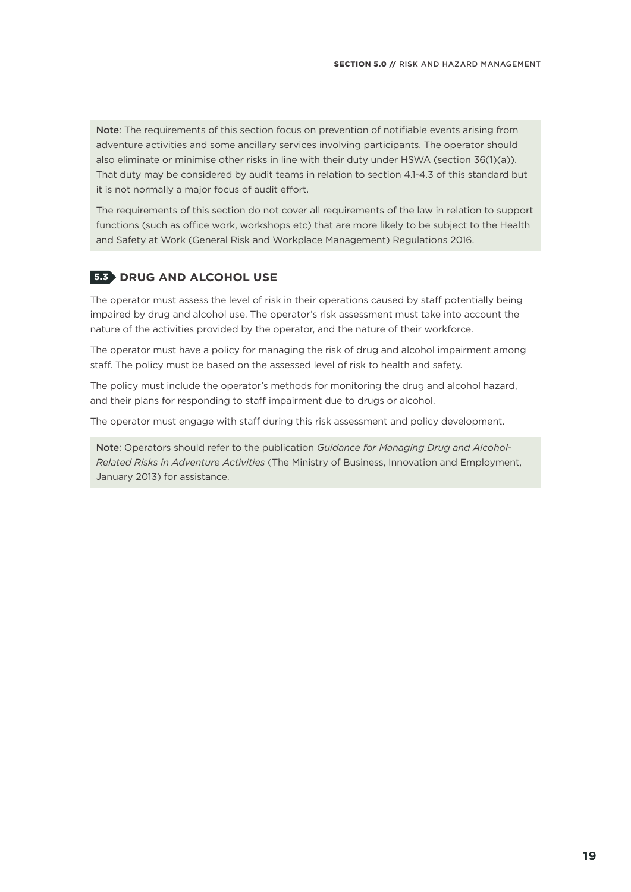**Note**: The requirements of this section focus on prevention of notifiable events arising from adventure activities and some ancillary services involving participants. The operator should also eliminate or minimise other risks in line with their duty under HSWA (section 36(1)(a)). That duty may be considered by audit teams in relation to section 4.1-4.3 of this standard but it is not normally a major focus of audit effort.

The requirements of this section do not cover all requirements of the law in relation to support functions (such as office work, workshops etc) that are more likely to be subject to the Health and Safety at Work (General Risk and Workplace Management) Regulations 2016.

## 5.3 DRUG AND ALCOHOL USE

The operator must assess the level of risk in their operations caused by staff potentially being impaired by drug and alcohol use. The operator's risk assessment must take into account the nature of the activities provided by the operator, and the nature of their workforce.

The operator must have a policy for managing the risk of drug and alcohol impairment among staff. The policy must be based on the assessed level of risk to health and safety.

The policy must include the operator's methods for monitoring the drug and alcohol hazard, and their plans for responding to staff impairment due to drugs or alcohol.

The operator must engage with staff during this risk assessment and policy development.

**Note**: Operators should refer to the publication *Guidance for Managing Drug and Alcohol-Related Risks in Adventure Activities* (The Ministry of Business, Innovation and Employment, January 2013) for assistance.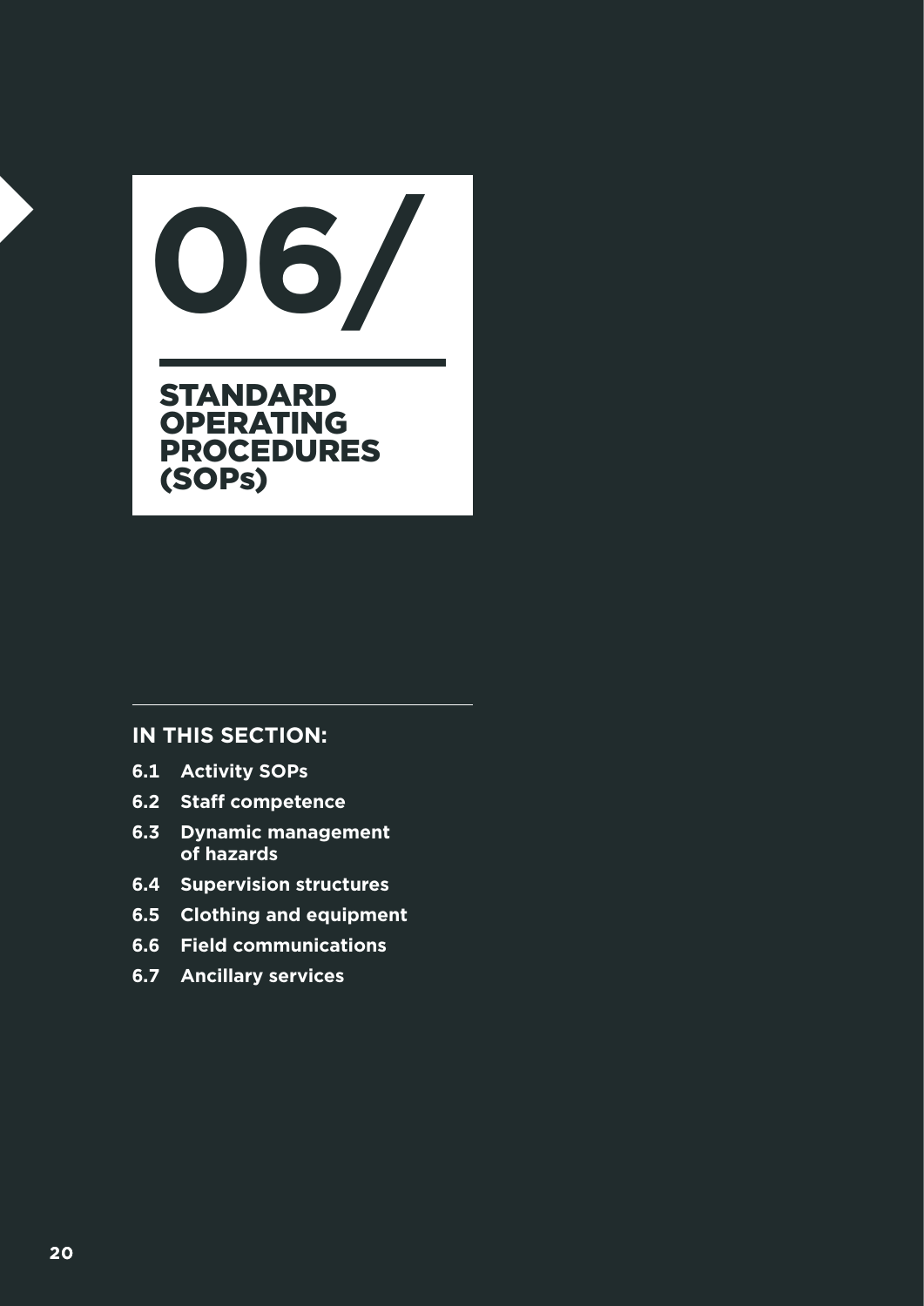# 06/ STANDARD OPERATING PROCEDURES (SOPs)

**IN THIS SECTION:**

- **6.1 Activity SOPs**
- **6.2 Staff competence**
- **6.3 Dynamic management of hazards**
- **6.4 Supervision structures**
- **6.5 Clothing and equipment**
- **6.6 Field communications**
- **6.7 Ancillary services**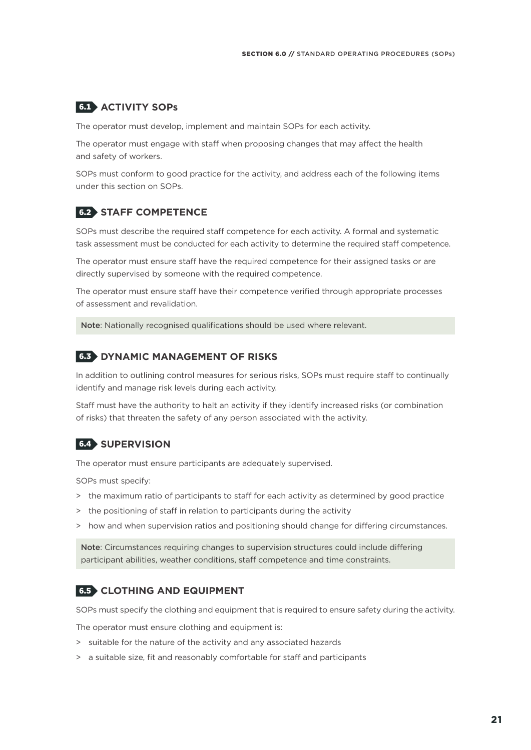## 6.1 ACTIVITY SOPs

The operator must develop, implement and maintain SOPs for each activity.

The operator must engage with staff when proposing changes that may affect the health and safety of workers.

SOPs must conform to good practice for the activity, and address each of the following items under this section on SOPs.

## 6.2 STAFF COMPETENCE

SOPs must describe the required staff competence for each activity. A formal and systematic task assessment must be conducted for each activity to determine the required staff competence.

The operator must ensure staff have the required competence for their assigned tasks or are directly supervised by someone with the required competence.

The operator must ensure staff have their competence verified through appropriate processes of assessment and revalidation.

**Note**: Nationally recognised qualifications should be used where relevant.

## 6.3 DYNAMIC MANAGEMENT OF RISKS

In addition to outlining control measures for serious risks, SOPs must require staff to continually identify and manage risk levels during each activity.

Staff must have the authority to halt an activity if they identify increased risks (or combination of risks) that threaten the safety of any person associated with the activity.

## 6.4 SUPERVISION

The operator must ensure participants are adequately supervised.

SOPs must specify:

> the maximum ratio of participants to staff for each activity as determined by good practice
> the positioning of staff in relation to participants during the activity
> how and when supervision ratios and positioning should change for differing circumstances.

**Note**: Circumstances requiring changes to supervision structures could include differing participant abilities, weather conditions, staff competence and time constraints.

## 6.5 CLOTHING AND EQUIPMENT

SOPs must specify the clothing and equipment that is required to ensure safety during the activity.

The operator must ensure clothing and equipment is:

> suitable for the nature of the activity and any associated hazards
> a suitable size, fit and reasonably comfortable for staff and participants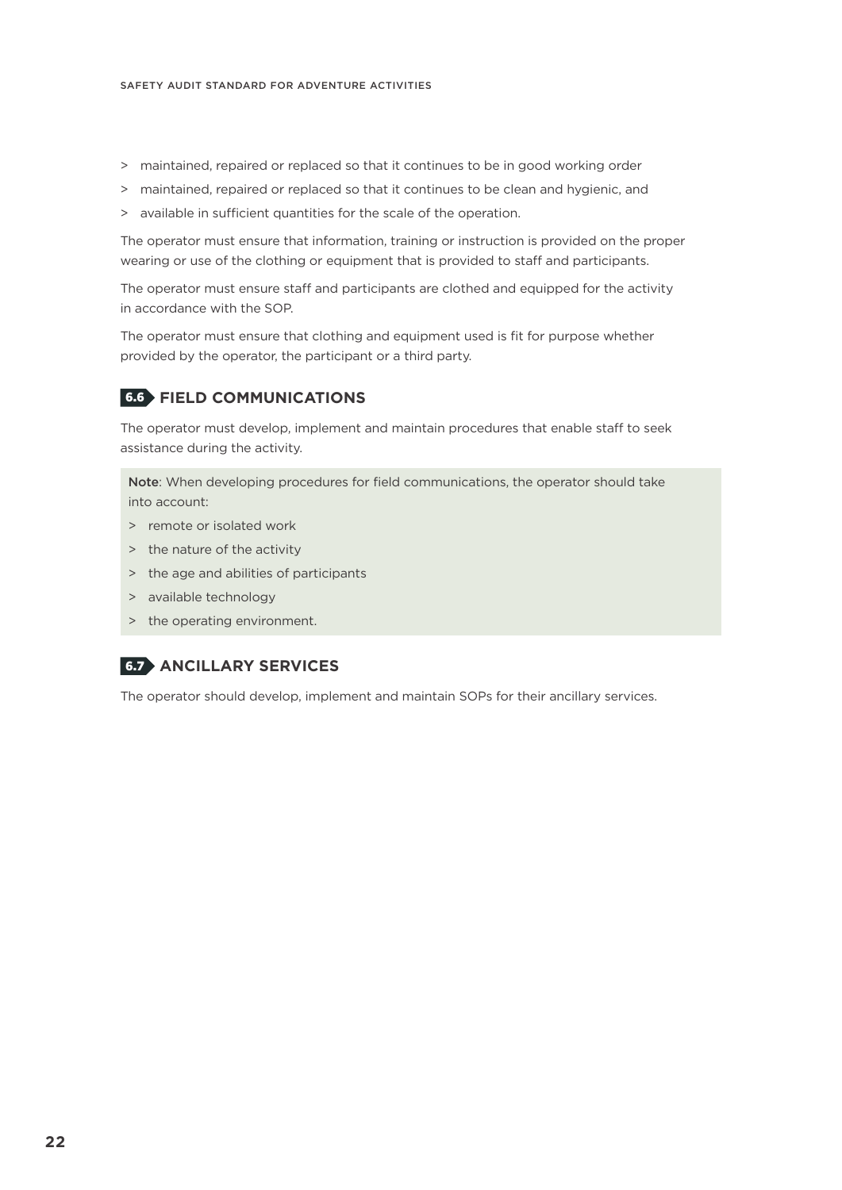- maintained, repaired or replaced so that it continues to be in good working order
- maintained, repaired or replaced so that it continues to be clean and hygienic, and
- available in sufficient quantities for the scale of the operation.

The operator must ensure that information, training or instruction is provided on the proper wearing or use of the clothing or equipment that is provided to staff and participants.

The operator must ensure staff and participants are clothed and equipped for the activity in accordance with the SOP.

The operator must ensure that clothing and equipment used is fit for purpose whether provided by the operator, the participant or a third party.

## 6.6 FIELD COMMUNICATIONS

The operator must develop, implement and maintain procedures that enable staff to seek assistance during the activity.

**Note**: When developing procedures for field communications, the operator should take into account:

- remote or isolated work
- the nature of the activity
- the age and abilities of participants
- available technology
- the operating environment.

## 6.7 ANCILLARY SERVICES

The operator should develop, implement and maintain SOPs for their ancillary services.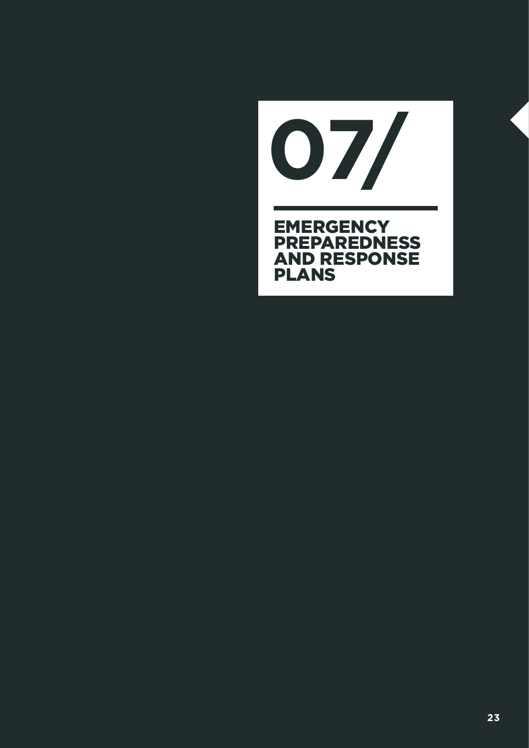# 07/

## EMERGENCY PREPAREDNESS AND RESPONSE PLANS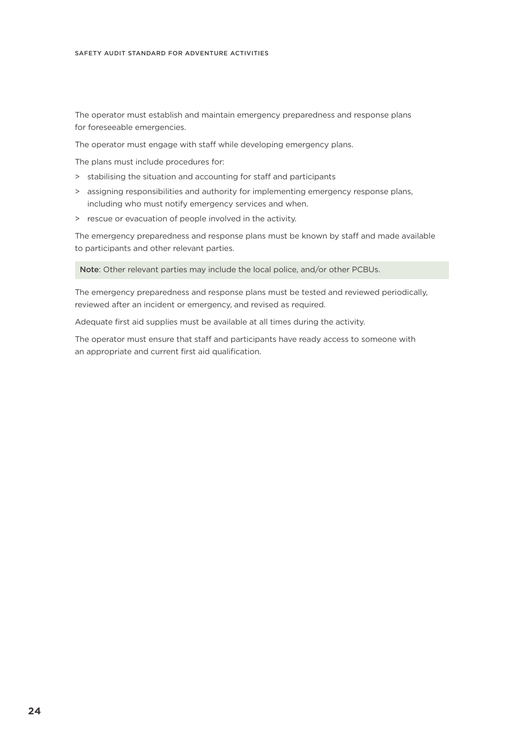The operator must establish and maintain emergency preparedness and response plans for foreseeable emergencies.

The operator must engage with staff while developing emergency plans.

The plans must include procedures for:

- stabilising the situation and accounting for staff and participants
- assigning responsibilities and authority for implementing emergency response plans, including who must notify emergency services and when.
- rescue or evacuation of people involved in the activity.

The emergency preparedness and response plans must be known by staff and made available to participants and other relevant parties.

**Note**: Other relevant parties may include the local police, and/or other PCBUs.

The emergency preparedness and response plans must be tested and reviewed periodically, reviewed after an incident or emergency, and revised as required.

Adequate first aid supplies must be available at all times during the activity.

The operator must ensure that staff and participants have ready access to someone with an appropriate and current first aid qualification.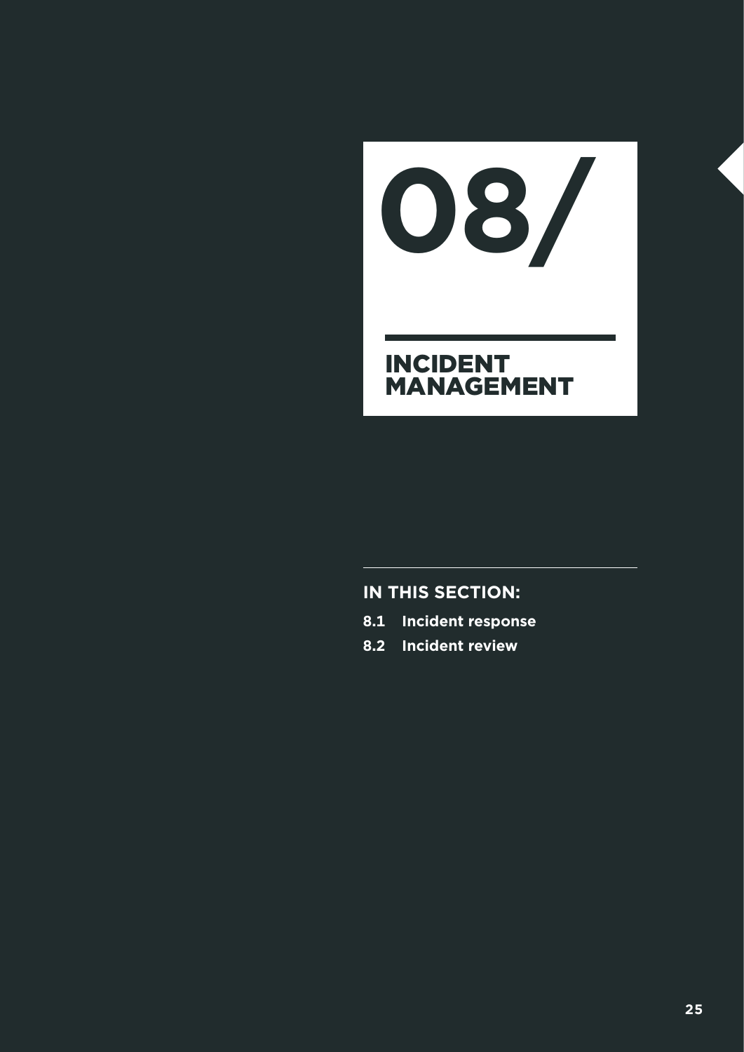# 08/

# INCIDENT MANAGEMENT

**IN THIS SECTION:**

- **8.1 Incident response**
- **8.2 Incident review**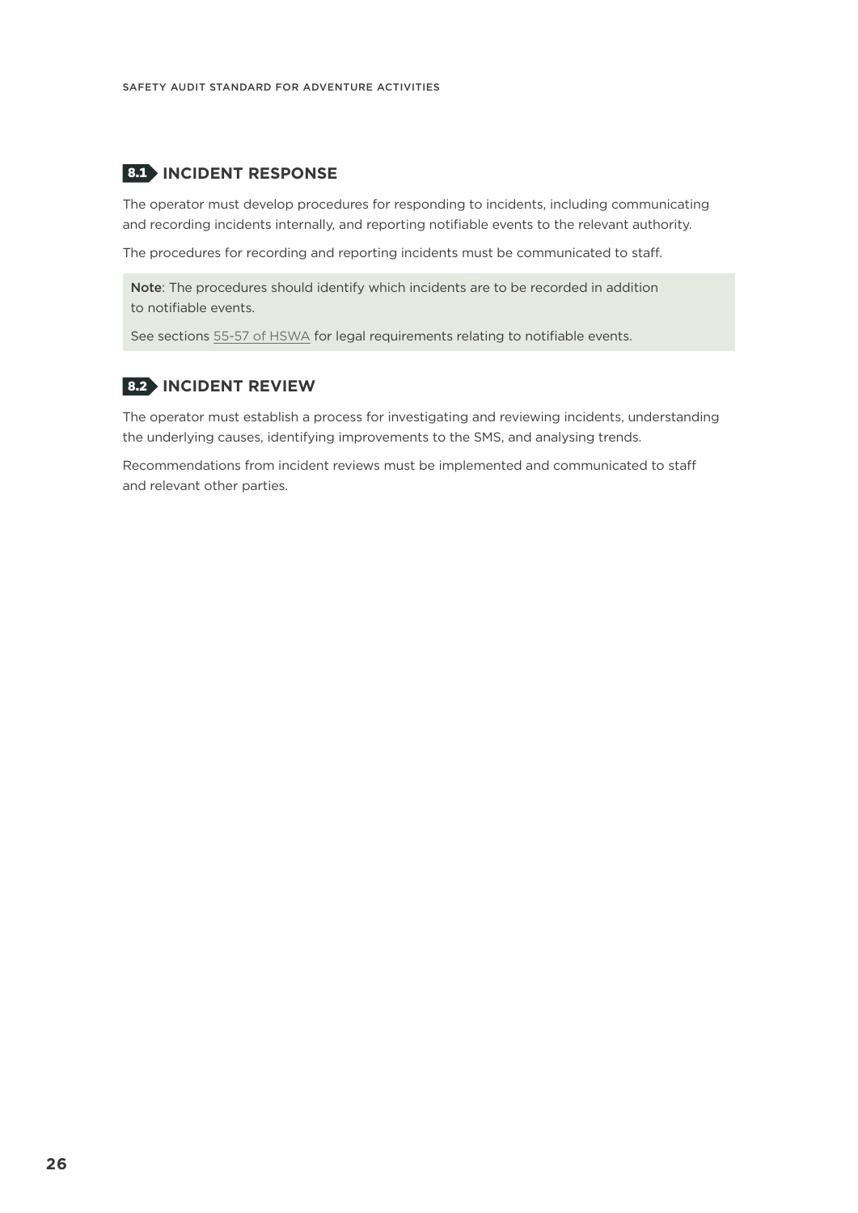## 8.1 INCIDENT RESPONSE

The operator must develop procedures for responding to incidents, including communicating and recording incidents internally, and reporting notifiable events to the relevant authority.

The procedures for recording and reporting incidents must be communicated to staff.

> **Note**: The procedures should identify which incidents are to be recorded in addition to notifiable events.
>
> See sections 55-57 of HSWA for legal requirements relating to notifiable events.

## 8.2 INCIDENT REVIEW

The operator must establish a process for investigating and reviewing incidents, understanding the underlying causes, identifying improvements to the SMS, and analysing trends.

Recommendations from incident reviews must be implemented and communicated to staff and relevant other parties.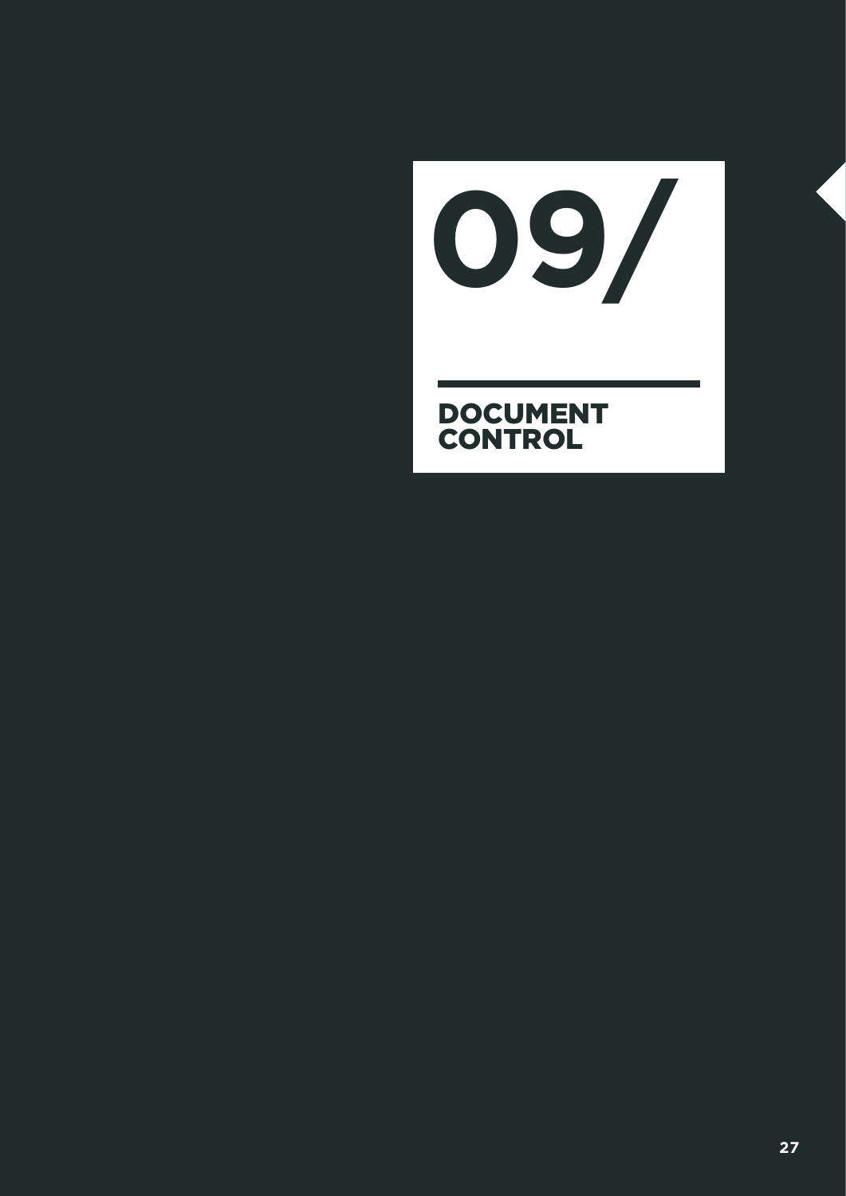# 09/

## DOCUMENT CONTROL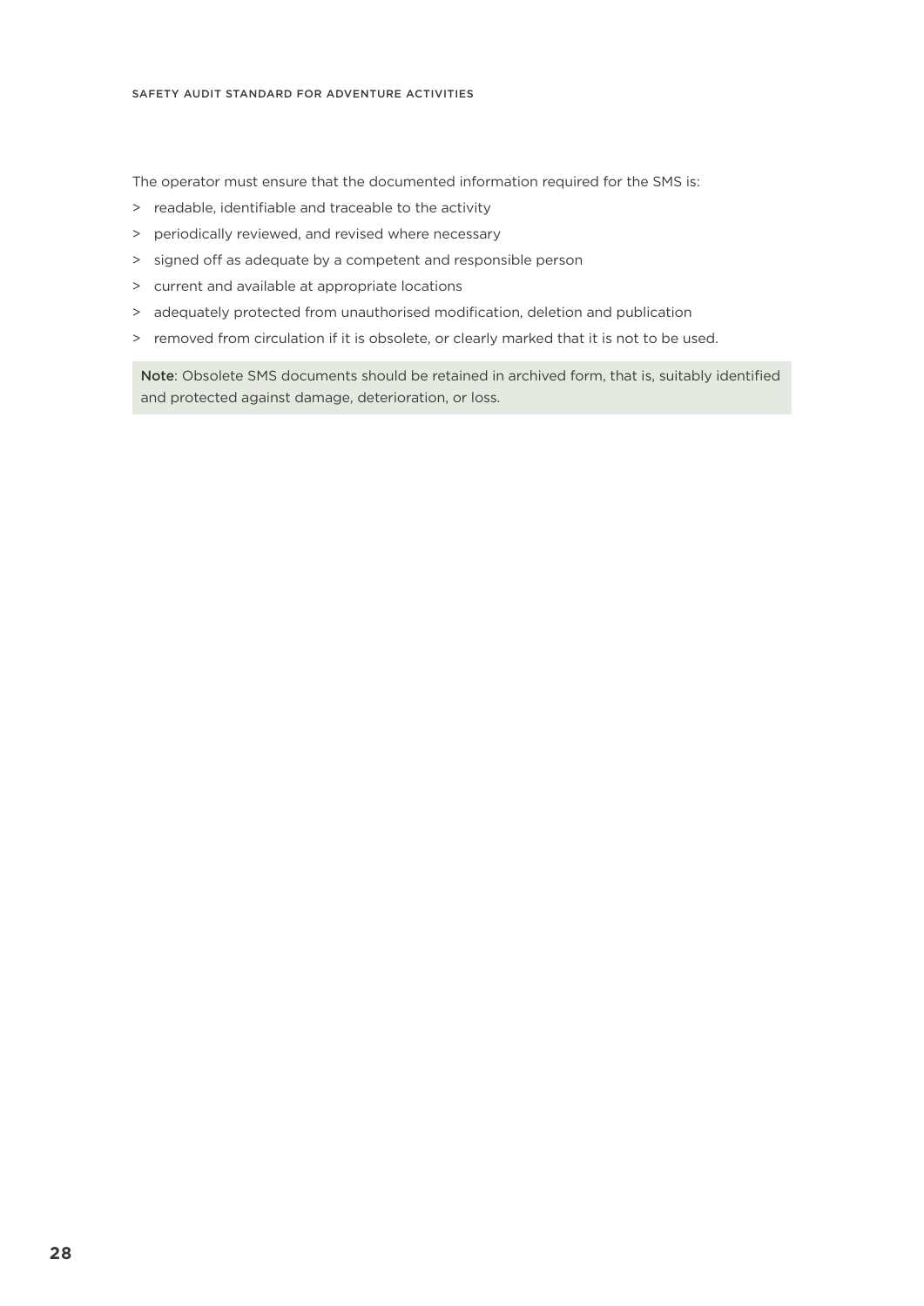The operator must ensure that the documented information required for the SMS is:

- readable, identifiable and traceable to the activity
- periodically reviewed, and revised where necessary
- signed off as adequate by a competent and responsible person
- current and available at appropriate locations
- adequately protected from unauthorised modification, deletion and publication
- removed from circulation if it is obsolete, or clearly marked that it is not to be used.

> **Note**: Obsolete SMS documents should be retained in archived form, that is, suitably identified and protected against damage, deterioration, or loss.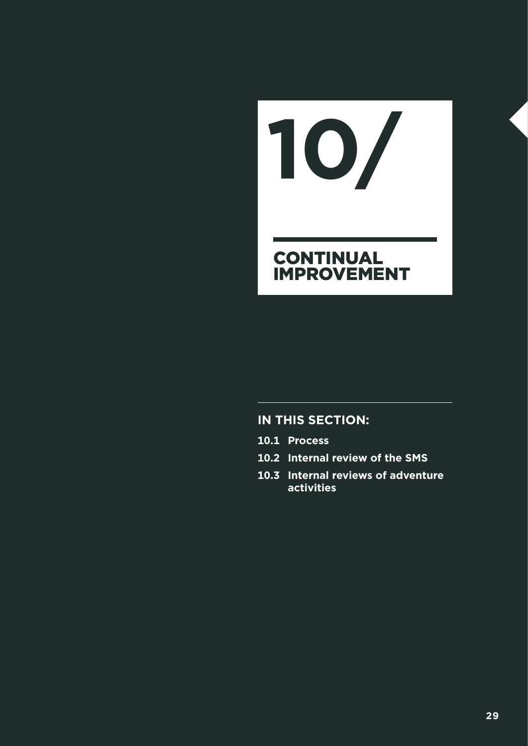# 10/ CONTINUAL IMPROVEMENT

**IN THIS SECTION:**

- **10.1 Process**
- **10.2 Internal review of the SMS**
- **10.3 Internal reviews of adventure activities**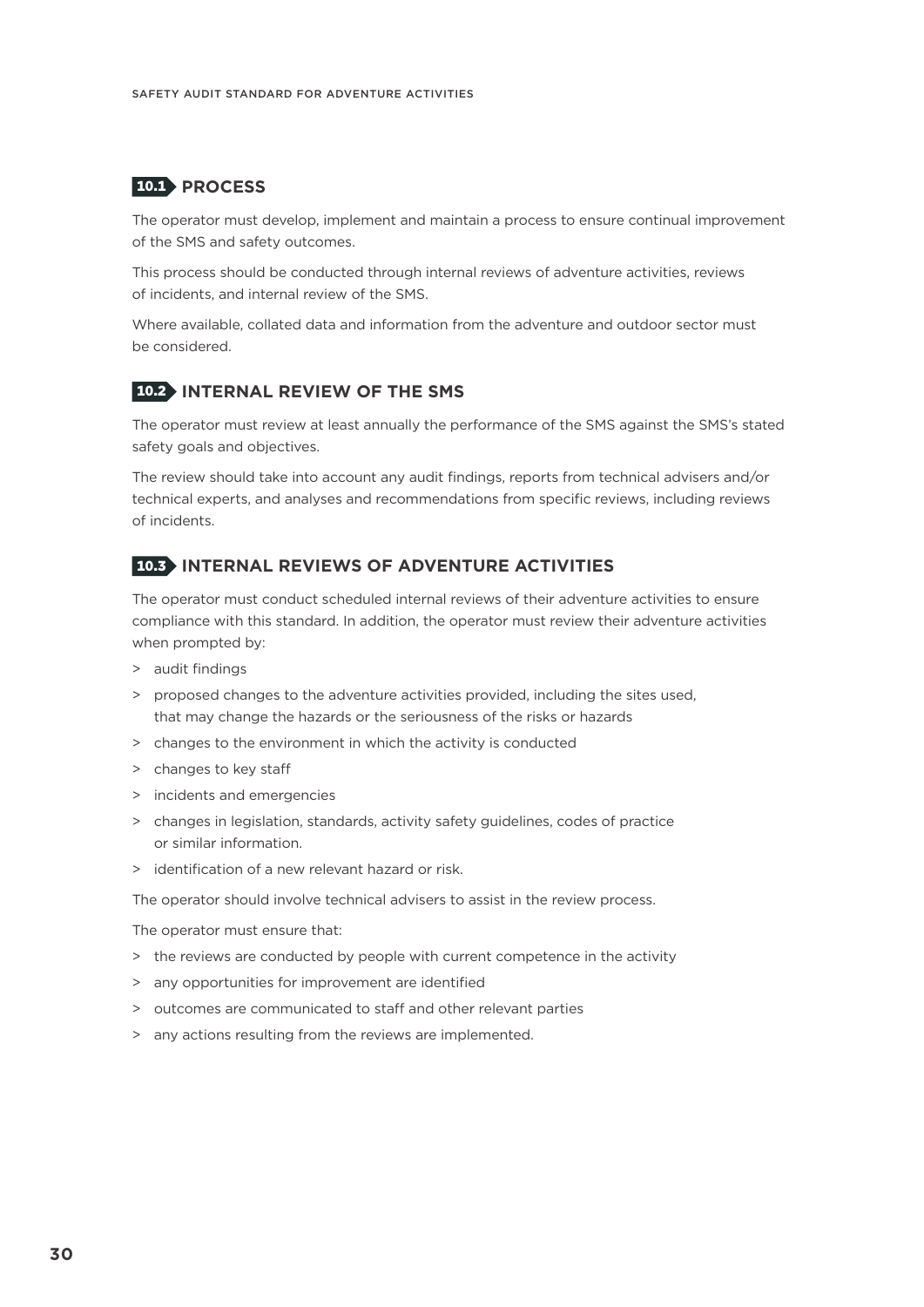## 10.1 PROCESS

The operator must develop, implement and maintain a process to ensure continual improvement of the SMS and safety outcomes.

This process should be conducted through internal reviews of adventure activities, reviews of incidents, and internal review of the SMS.

Where available, collated data and information from the adventure and outdoor sector must be considered.

## 10.2 INTERNAL REVIEW OF THE SMS

The operator must review at least annually the performance of the SMS against the SMS's stated safety goals and objectives.

The review should take into account any audit findings, reports from technical advisers and/or technical experts, and analyses and recommendations from specific reviews, including reviews of incidents.

## 10.3 INTERNAL REVIEWS OF ADVENTURE ACTIVITIES

The operator must conduct scheduled internal reviews of their adventure activities to ensure compliance with this standard. In addition, the operator must review their adventure activities when prompted by:

- audit findings
- proposed changes to the adventure activities provided, including the sites used, that may change the hazards or the seriousness of the risks or hazards
- changes to the environment in which the activity is conducted
- changes to key staff
- incidents and emergencies
- changes in legislation, standards, activity safety guidelines, codes of practice or similar information.
- identification of a new relevant hazard or risk.

The operator should involve technical advisers to assist in the review process.

The operator must ensure that:

- the reviews are conducted by people with current competence in the activity
- any opportunities for improvement are identified
- outcomes are communicated to staff and other relevant parties
- any actions resulting from the reviews are implemented.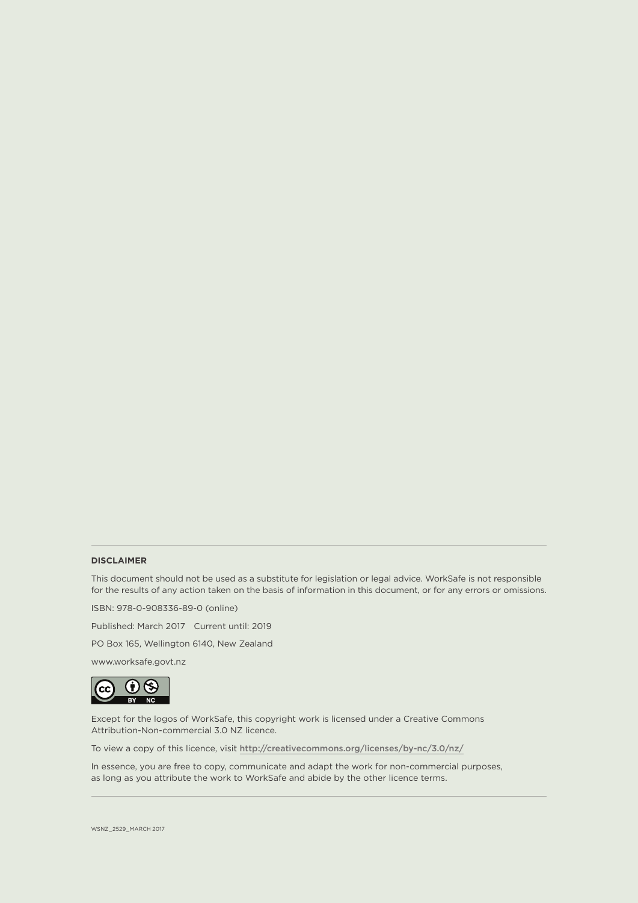**DISCLAIMER**

This document should not be used as a substitute for legislation or legal advice. WorkSafe is not responsible for the results of any action taken on the basis of information in this document, or for any errors or omissions.

ISBN: 978-0-908336-89-0 (online)

Published: March 2017 Current until: 2019

PO Box 165, Wellington 6140, New Zealand

www.worksafe.govt.nz

Except for the logos of WorkSafe, this copyright work is licensed under a Creative Commons Attribution-Non-commercial 3.0 NZ licence.

To view a copy of this licence, visit http://creativecommons.org/licenses/by-nc/3.0/nz/

In essence, you are free to copy, communicate and adapt the work for non-commercial purposes, as long as you attribute the work to WorkSafe and abide by the other licence terms.

WSNZ_2529_MARCH 2017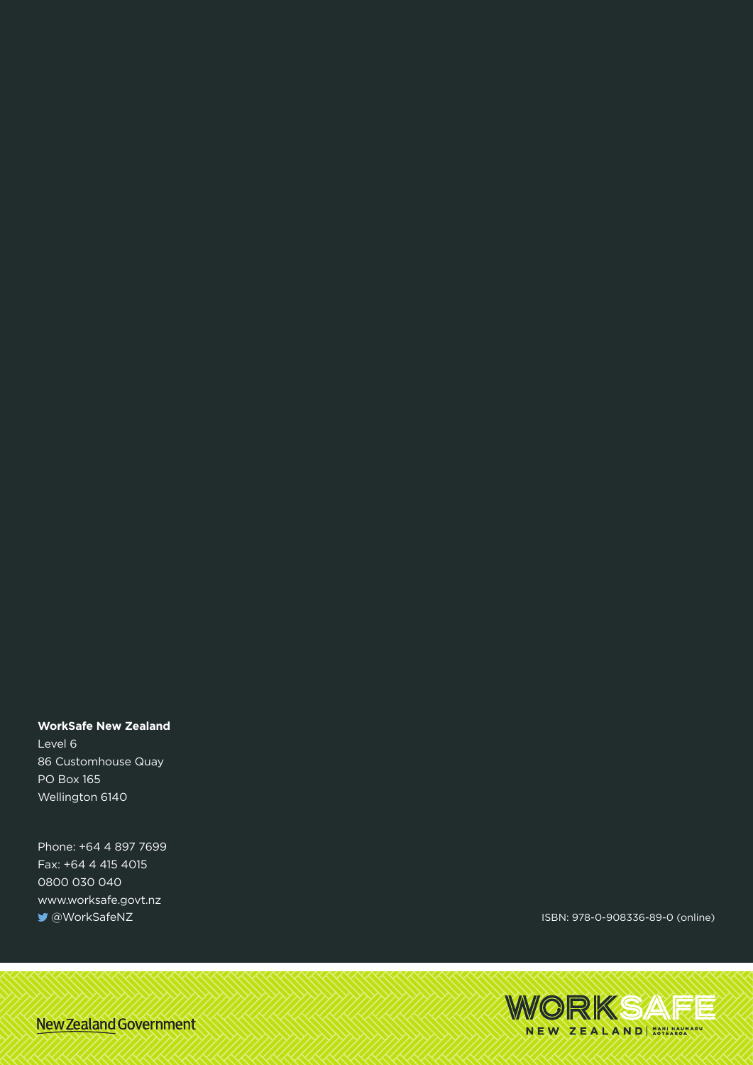**WorkSafe New Zealand**
Level 6
86 Customhouse Quay
PO Box 165
Wellington 6140

Phone: +64 4 897 7699
Fax: +64 4 415 4015
0800 030 040
www.worksafe.govt.nz
@WorkSafeNZ

ISBN: 978-0-908336-89-0 (online)

New Zealand Government

WORKSAFE NEW ZEALAND | MAHI HAUMARU AOTEAROA